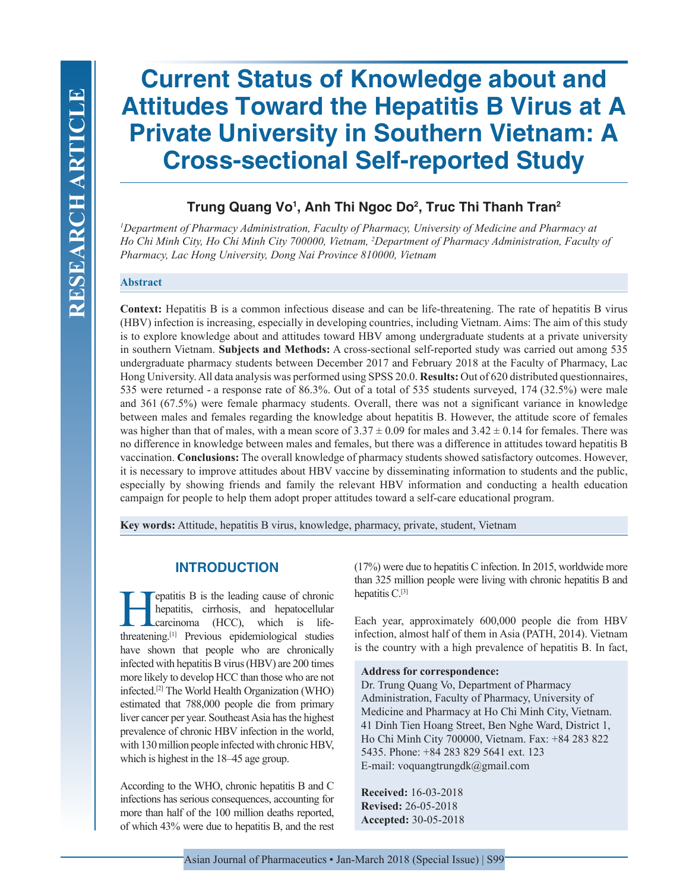# Current Status of Knowledge about and Attitudes Toward the Hepatitis B Virus at A Private University in Southern Vietnam: A Cross-sectional Self-reported Study

**Trung Quang Vo[1], Anh Thi Ngoc Do[2], Truc Thi Thanh Tran[2]**

*[1]Department of Pharmacy Administration, Faculty of Pharmacy, University of Medicine and Pharmacy at Ho Chi Minh City, Ho Chi Minh City 700000, Vietnam, [2]Department of Pharmacy Administration, Faculty of Pharmacy, Lac Hong University, Dong Nai Province 810000, Vietnam*

## Abstract

**Context:** Hepatitis B is a common infectious disease and can be life-threatening. The rate of hepatitis B virus (HBV) infection is increasing, especially in developing countries, including Vietnam. Aims: The aim of this study is to explore knowledge about and attitudes toward HBV among undergraduate students at a private university in southern Vietnam. **Subjects and Methods:** A cross-sectional self-reported study was carried out among 535 undergraduate pharmacy students between December 2017 and February 2018 at the Faculty of Pharmacy, Lac Hong University. All data analysis was performed using SPSS 20.0. **Results:** Out of 620 distributed questionnaires, 535 were returned - a response rate of 86.3%. Out of a total of 535 students surveyed, 174 (32.5%) were male and 361 (67.5%) were female pharmacy students. Overall, there was not a significant variance in knowledge between males and females regarding the knowledge about hepatitis B. However, the attitude score of females was higher than that of males, with a mean score of $3.37 \pm 0.09$ for males and $3.42 \pm 0.14$ for females. There was no difference in knowledge between males and females, but there was a difference in attitudes toward hepatitis B vaccination. **Conclusions:** The overall knowledge of pharmacy students showed satisfactory outcomes. However, it is necessary to improve attitudes about HBV vaccine by disseminating information to students and the public, especially by showing friends and family the relevant HBV information and conducting a health education campaign for people to help them adopt proper attitudes toward a self-care educational program.

**Key words:** Attitude, hepatitis B virus, knowledge, pharmacy, private, student, Vietnam

## INTRODUCTION

Hepatitis B is the leading cause of chronic hepatitis, cirrhosis, and hepatocellular carcinoma (HCC), which is life-threatening.[1] Previous epidemiological studies have shown that people who are chronically infected with hepatitis B virus (HBV) are 200 times more likely to develop HCC than those who are not infected.[2] The World Health Organization (WHO) estimated that 788,000 people die from primary liver cancer per year. Southeast Asia has the highest prevalence of chronic HBV infection in the world, with 130 million people infected with chronic HBV, which is highest in the 18–45 age group.

According to the WHO, chronic hepatitis B and C infections has serious consequences, accounting for more than half of the 100 million deaths reported, of which 43% were due to hepatitis B, and the rest (17%) were due to hepatitis C infection. In 2015, worldwide more than 325 million people were living with chronic hepatitis B and hepatitis C.[3]

Each year, approximately 600,000 people die from HBV infection, almost half of them in Asia (PATH, 2014). Vietnam is the country with a high prevalence of hepatitis B. In fact,

**Address for correspondence:**
Dr. Trung Quang Vo, Department of Pharmacy Administration, Faculty of Pharmacy, University of Medicine and Pharmacy at Ho Chi Minh City, Vietnam. 41 Dinh Tien Hoang Street, Ben Nghe Ward, District 1, Ho Chi Minh City 700000, Vietnam. Fax: +84 283 822 5435. Phone: +84 283 829 5641 ext. 123
E-mail: voquangtrungdk@gmail.com

**Received:** 16-03-2018
**Revised:** 26-05-2018
**Accepted:** 30-05-2018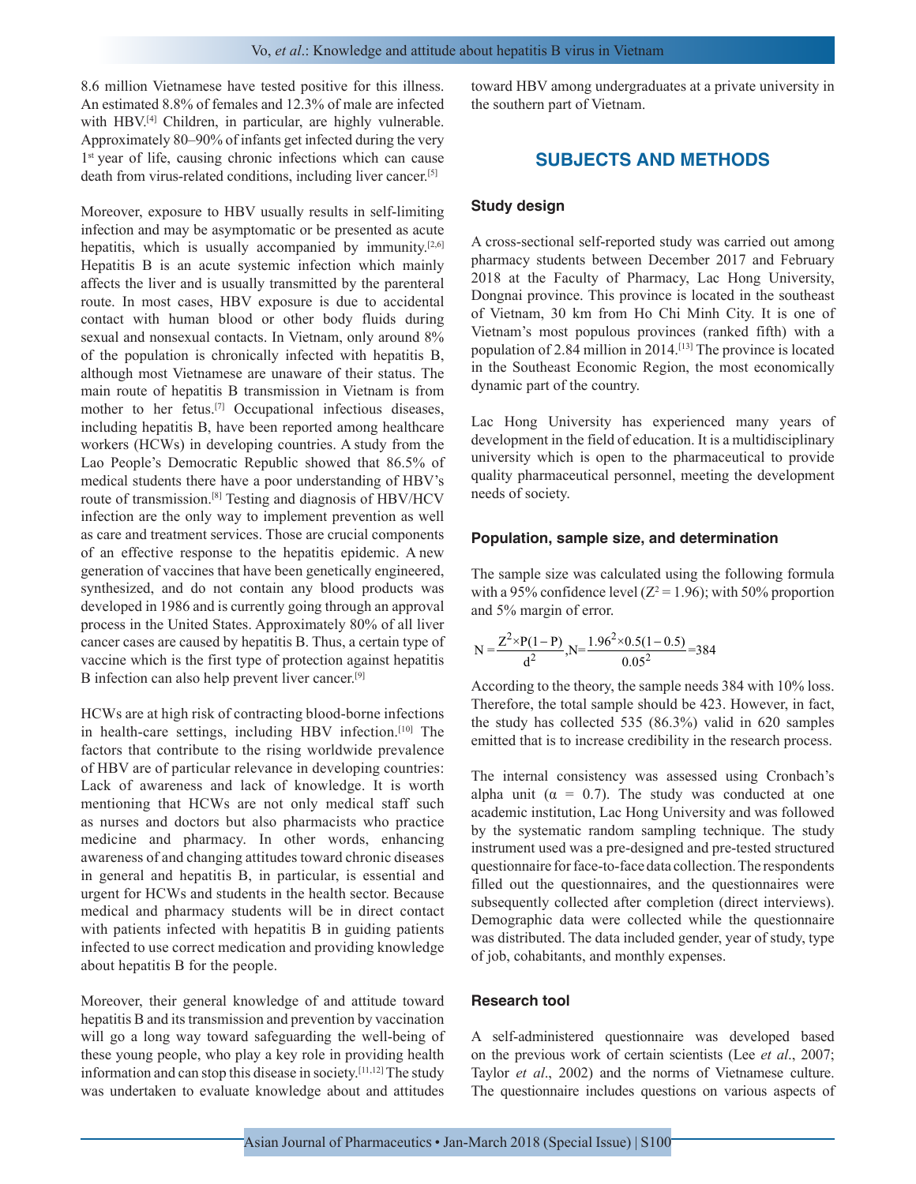8.6 million Vietnamese have tested positive for this illness. An estimated 8.8% of females and 12.3% of male are infected with HBV.[4] Children, in particular, are highly vulnerable. Approximately 80–90% of infants get infected during the very 1st year of life, causing chronic infections which can cause death from virus-related conditions, including liver cancer.[5]

Moreover, exposure to HBV usually results in self-limiting infection and may be asymptomatic or be presented as acute hepatitis, which is usually accompanied by immunity.[2,6] Hepatitis B is an acute systemic infection which mainly affects the liver and is usually transmitted by the parenteral route. In most cases, HBV exposure is due to accidental contact with human blood or other body fluids during sexual and nonsexual contacts. In Vietnam, only around 8% of the population is chronically infected with hepatitis B, although most Vietnamese are unaware of their status. The main route of hepatitis B transmission in Vietnam is from mother to her fetus.[7] Occupational infectious diseases, including hepatitis B, have been reported among healthcare workers (HCWs) in developing countries. A study from the Lao People's Democratic Republic showed that 86.5% of medical students there have a poor understanding of HBV's route of transmission.[8] Testing and diagnosis of HBV/HCV infection are the only way to implement prevention as well as care and treatment services. Those are crucial components of an effective response to the hepatitis epidemic. A new generation of vaccines that have been genetically engineered, synthesized, and do not contain any blood products was developed in 1986 and is currently going through an approval process in the United States. Approximately 80% of all liver cancer cases are caused by hepatitis B. Thus, a certain type of vaccine which is the first type of protection against hepatitis B infection can also help prevent liver cancer.[9]

HCWs are at high risk of contracting blood-borne infections in health-care settings, including HBV infection.[10] The factors that contribute to the rising worldwide prevalence of HBV are of particular relevance in developing countries: Lack of awareness and lack of knowledge. It is worth mentioning that HCWs are not only medical staff such as nurses and doctors but also pharmacists who practice medicine and pharmacy. In other words, enhancing awareness of and changing attitudes toward chronic diseases in general and hepatitis B, in particular, is essential and urgent for HCWs and students in the health sector. Because medical and pharmacy students will be in direct contact with patients infected with hepatitis B in guiding patients infected to use correct medication and providing knowledge about hepatitis B for the people.

Moreover, their general knowledge of and attitude toward hepatitis B and its transmission and prevention by vaccination will go a long way toward safeguarding the well-being of these young people, who play a key role in providing health information and can stop this disease in society.[11,12] The study was undertaken to evaluate knowledge about and attitudes toward HBV among undergraduates at a private university in the southern part of Vietnam.

## SUBJECTS AND METHODS

### Study design

A cross-sectional self-reported study was carried out among pharmacy students between December 2017 and February 2018 at the Faculty of Pharmacy, Lac Hong University, Dongnai province. This province is located in the southeast of Vietnam, 30 km from Ho Chi Minh City. It is one of Vietnam's most populous provinces (ranked fifth) with a population of 2.84 million in 2014.[13] The province is located in the Southeast Economic Region, the most economically dynamic part of the country.

Lac Hong University has experienced many years of development in the field of education. It is a multidisciplinary university which is open to the pharmaceutical to provide quality pharmaceutical personnel, meeting the development needs of society.

### Population, sample size, and determination

The sample size was calculated using the following formula with a 95% confidence level ($Z^2 = 1.96$); with 50% proportion and 5% margin of error.

$$N = \frac{Z^2 \times P(1-P)}{d^2}, N = \frac{1.96^2 \times 0.5(1-0.5)}{0.05^2} = 384$$

According to the theory, the sample needs 384 with 10% loss. Therefore, the total sample should be 423. However, in fact, the study has collected 535 (86.3%) valid in 620 samples emitted that is to increase credibility in the research process.

The internal consistency was assessed using Cronbach's alpha unit ($\alpha = 0.7$). The study was conducted at one academic institution, Lac Hong University and was followed by the systematic random sampling technique. The study instrument used was a pre-designed and pre-tested structured questionnaire for face-to-face data collection. The respondents filled out the questionnaires, and the questionnaires were subsequently collected after completion (direct interviews). Demographic data were collected while the questionnaire was distributed. The data included gender, year of study, type of job, cohabitants, and monthly expenses.

### Research tool

A self-administered questionnaire was developed based on the previous work of certain scientists (Lee *et al*., 2007; Taylor *et al*., 2002) and the norms of Vietnamese culture. The questionnaire includes questions on various aspects of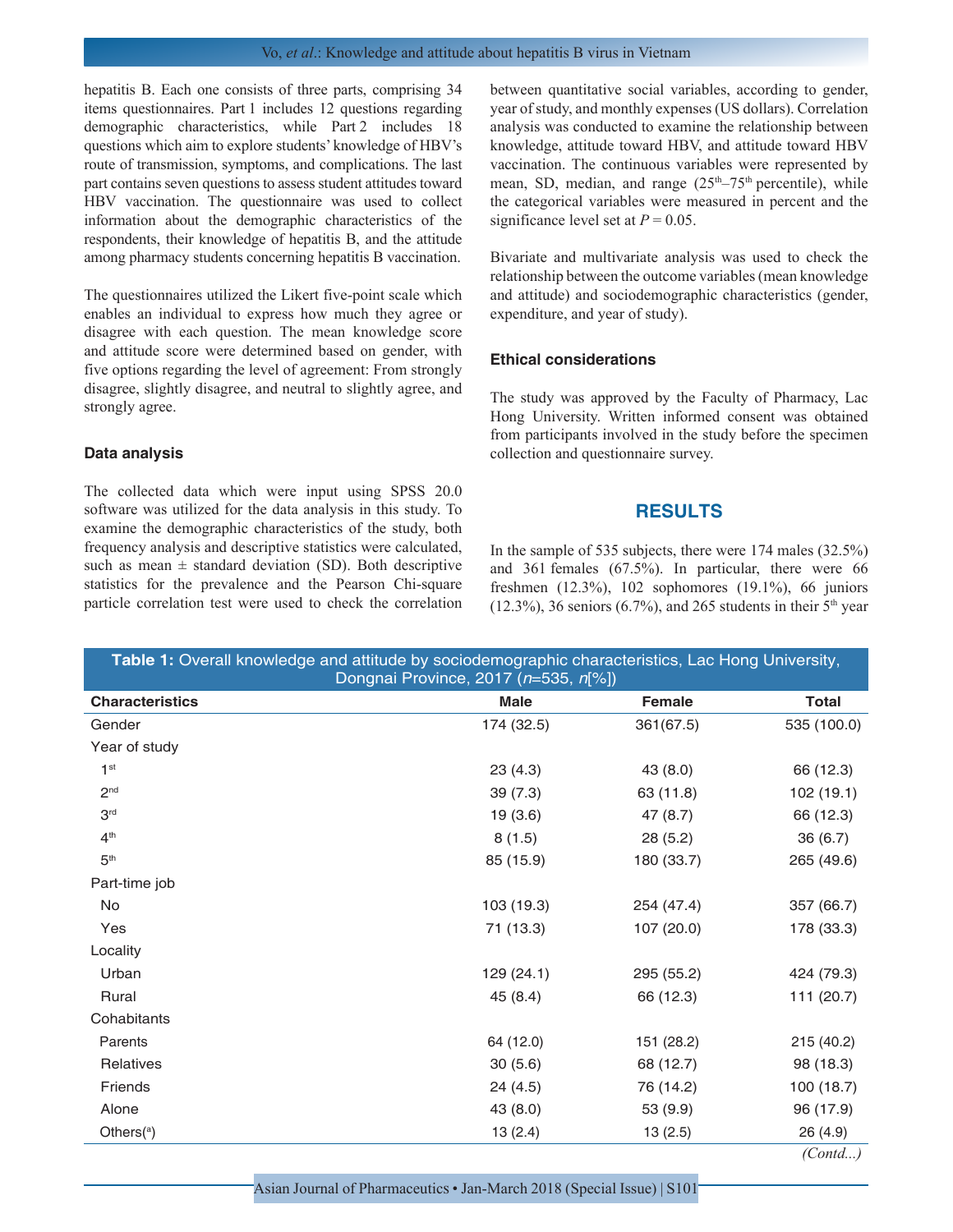hepatitis B. Each one consists of three parts, comprising 34 items questionnaires. Part 1 includes 12 questions regarding demographic characteristics, while Part 2 includes 18 questions which aim to explore students' knowledge of HBV's route of transmission, symptoms, and complications. The last part contains seven questions to assess student attitudes toward HBV vaccination. The questionnaire was used to collect information about the demographic characteristics of the respondents, their knowledge of hepatitis B, and the attitude among pharmacy students concerning hepatitis B vaccination.

The questionnaires utilized the Likert five-point scale which enables an individual to express how much they agree or disagree with each question. The mean knowledge score and attitude score were determined based on gender, with five options regarding the level of agreement: From strongly disagree, slightly disagree, and neutral to slightly agree, and strongly agree.

### Data analysis

The collected data which were input using SPSS 20.0 software was utilized for the data analysis in this study. To examine the demographic characteristics of the study, both frequency analysis and descriptive statistics were calculated, such as mean ± standard deviation (SD). Both descriptive statistics for the prevalence and the Pearson Chi-square particle correlation test were used to check the correlation between quantitative social variables, according to gender, year of study, and monthly expenses (US dollars). Correlation analysis was conducted to examine the relationship between knowledge, attitude toward HBV, and attitude toward HBV vaccination. The continuous variables were represented by mean, SD, median, and range ($25^{th}$–$75^{th}$ percentile), while the categorical variables were measured in percent and the significance level set at $P = 0.05$.

Bivariate and multivariate analysis was used to check the relationship between the outcome variables (mean knowledge and attitude) and sociodemographic characteristics (gender, expenditure, and year of study).

### Ethical considerations

The study was approved by the Faculty of Pharmacy, Lac Hong University. Written informed consent was obtained from participants involved in the study before the specimen collection and questionnaire survey.

## RESULTS

In the sample of 535 subjects, there were 174 males (32.5%) and 361 females (67.5%). In particular, there were 66 freshmen (12.3%), 102 sophomores (19.1%), 66 juniors (12.3%), 36 seniors (6.7%), and 265 students in their $5^{th}$ year

**Table 1:** Overall knowledge and attitude by sociodemographic characteristics, Lac Hong University, Dongnai Province, 2017 ($n$=535, $n$[%])

| Characteristics | Male | Female | Total |
|---|---|---|---|
| Gender | 174 (32.5) | 361(67.5) | 535 (100.0) |
| Year of study | | | |
| $1^{st}$ | 23 (4.3) | 43 (8.0) | 66 (12.3) |
| $2^{nd}$ | 39 (7.3) | 63 (11.8) | 102 (19.1) |
| $3^{rd}$ | 19 (3.6) | 47 (8.7) | 66 (12.3) |
| $4^{th}$ | 8 (1.5) | 28 (5.2) | 36 (6.7) |
| $5^{th}$ | 85 (15.9) | 180 (33.7) | 265 (49.6) |
| Part-time job | | | |
| No | 103 (19.3) | 254 (47.4) | 357 (66.7) |
| Yes | 71 (13.3) | 107 (20.0) | 178 (33.3) |
| Locality | | | |
| Urban | 129 (24.1) | 295 (55.2) | 424 (79.3) |
| Rural | 45 (8.4) | 66 (12.3) | 111 (20.7) |
| Cohabitants | | | |
| Parents | 64 (12.0) | 151 (28.2) | 215 (40.2) |
| Relatives | 30 (5.6) | 68 (12.7) | 98 (18.3) |
| Friends | 24 (4.5) | 76 (14.2) | 100 (18.7) |
| Alone | 43 (8.0) | 53 (9.9) | 96 (17.9) |
| Others([a]) | 13 (2.4) | 13 (2.5) | 26 (4.9) |

*(Contd...)*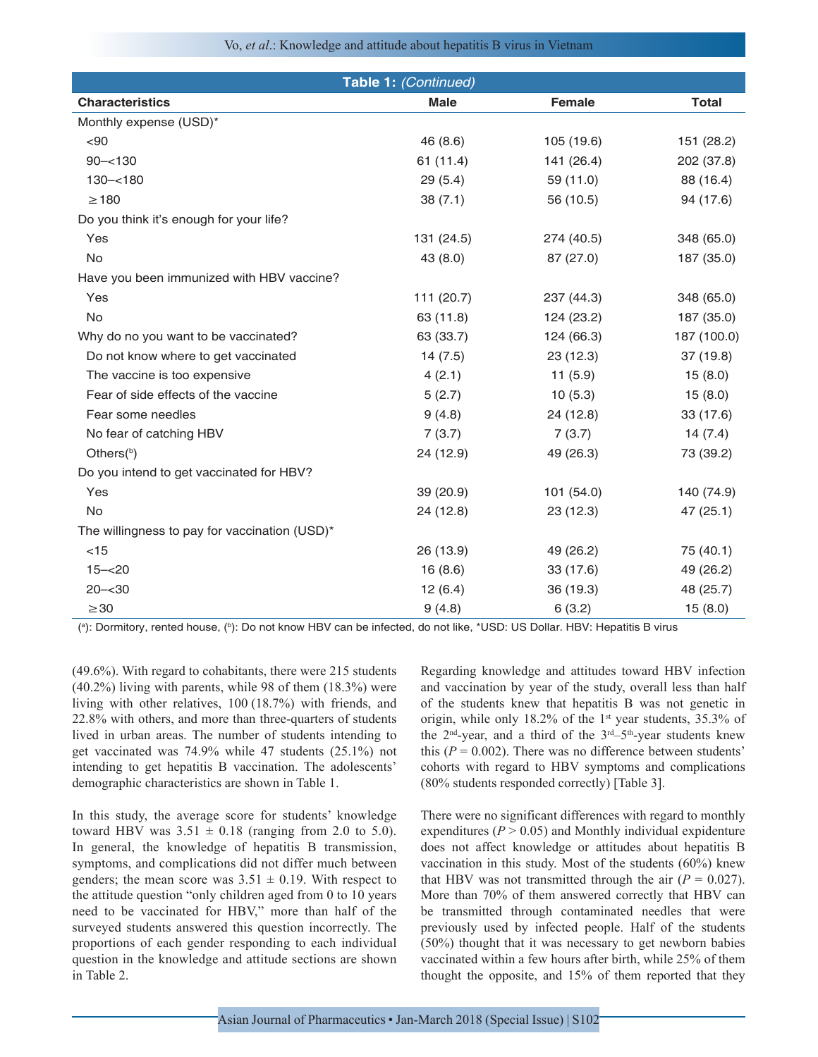**Table 1:** *(Continued)*

| Characteristics | Male | Female | Total |
|---|---|---|---|
| Monthly expense (USD)* | | | |
| <90 | 46 (8.6) | 105 (19.6) | 151 (28.2) |
| 90–<130 | 61 (11.4) | 141 (26.4) | 202 (37.8) |
| 130–<180 | 29 (5.4) | 59 (11.0) | 88 (16.4) |
| ≥180 | 38 (7.1) | 56 (10.5) | 94 (17.6) |
| Do you think it's enough for your life? | | | |
| Yes | 131 (24.5) | 274 (40.5) | 348 (65.0) |
| No | 43 (8.0) | 87 (27.0) | 187 (35.0) |
| Have you been immunized with HBV vaccine? | | | |
| Yes | 111 (20.7) | 237 (44.3) | 348 (65.0) |
| No | 63 (11.8) | 124 (23.2) | 187 (35.0) |
| Why do no you want to be vaccinated? | 63 (33.7) | 124 (66.3) | 187 (100.0) |
| Do not know where to get vaccinated | 14 (7.5) | 23 (12.3) | 37 (19.8) |
| The vaccine is too expensive | 4 (2.1) | 11 (5.9) | 15 (8.0) |
| Fear of side effects of the vaccine | 5 (2.7) | 10 (5.3) | 15 (8.0) |
| Fear some needles | 9 (4.8) | 24 (12.8) | 33 (17.6) |
| No fear of catching HBV | 7 (3.7) | 7 (3.7) | 14 (7.4) |
| Others([b]) | 24 (12.9) | 49 (26.3) | 73 (39.2) |
| Do you intend to get vaccinated for HBV? | | | |
| Yes | 39 (20.9) | 101 (54.0) | 140 (74.9) |
| No | 24 (12.8) | 23 (12.3) | 47 (25.1) |
| The willingness to pay for vaccination (USD)* | | | |
| <15 | 26 (13.9) | 49 (26.2) | 75 (40.1) |
| 15–<20 | 16 (8.6) | 33 (17.6) | 49 (26.2) |
| 20–<30 | 12 (6.4) | 36 (19.3) | 48 (25.7) |
| ≥30 | 9 (4.8) | 6 (3.2) | 15 (8.0) |

([a]): Dormitory, rented house, ([b]): Do not know HBV can be infected, do not like, *USD: US Dollar. HBV: Hepatitis B virus

(49.6%). With regard to cohabitants, there were 215 students (40.2%) living with parents, while 98 of them (18.3%) were living with other relatives, 100 (18.7%) with friends, and 22.8% with others, and more than three-quarters of students lived in urban areas. The number of students intending to get vaccinated was 74.9% while 47 students (25.1%) not intending to get hepatitis B vaccination. The adolescents' demographic characteristics are shown in Table 1.

In this study, the average score for students' knowledge toward HBV was 3.51 ± 0.18 (ranging from 2.0 to 5.0). In general, the knowledge of hepatitis B transmission, symptoms, and complications did not differ much between genders; the mean score was 3.51 ± 0.19. With respect to the attitude question "only children aged from 0 to 10 years need to be vaccinated for HBV," more than half of the surveyed students answered this question incorrectly. The proportions of each gender responding to each individual question in the knowledge and attitude sections are shown in Table 2.

Regarding knowledge and attitudes toward HBV infection and vaccination by year of the study, overall less than half of the students knew that hepatitis B was not genetic in origin, while only 18.2% of the 1st year students, 35.3% of the 2nd-year, and a third of the 3rd–5th-year students knew this ($P = 0.002$). There was no difference between students' cohorts with regard to HBV symptoms and complications (80% students responded correctly) [Table 3].

There were no significant differences with regard to monthly expenditures ($P > 0.05$) and Monthly individual expidenture does not affect knowledge or attitudes about hepatitis B vaccination in this study. Most of the students (60%) knew that HBV was not transmitted through the air ($P = 0.027$). More than 70% of them answered correctly that HBV can be transmitted through contaminated needles that were previously used by infected people. Half of the students (50%) thought that it was necessary to get newborn babies vaccinated within a few hours after birth, while 25% of them thought the opposite, and 15% of them reported that they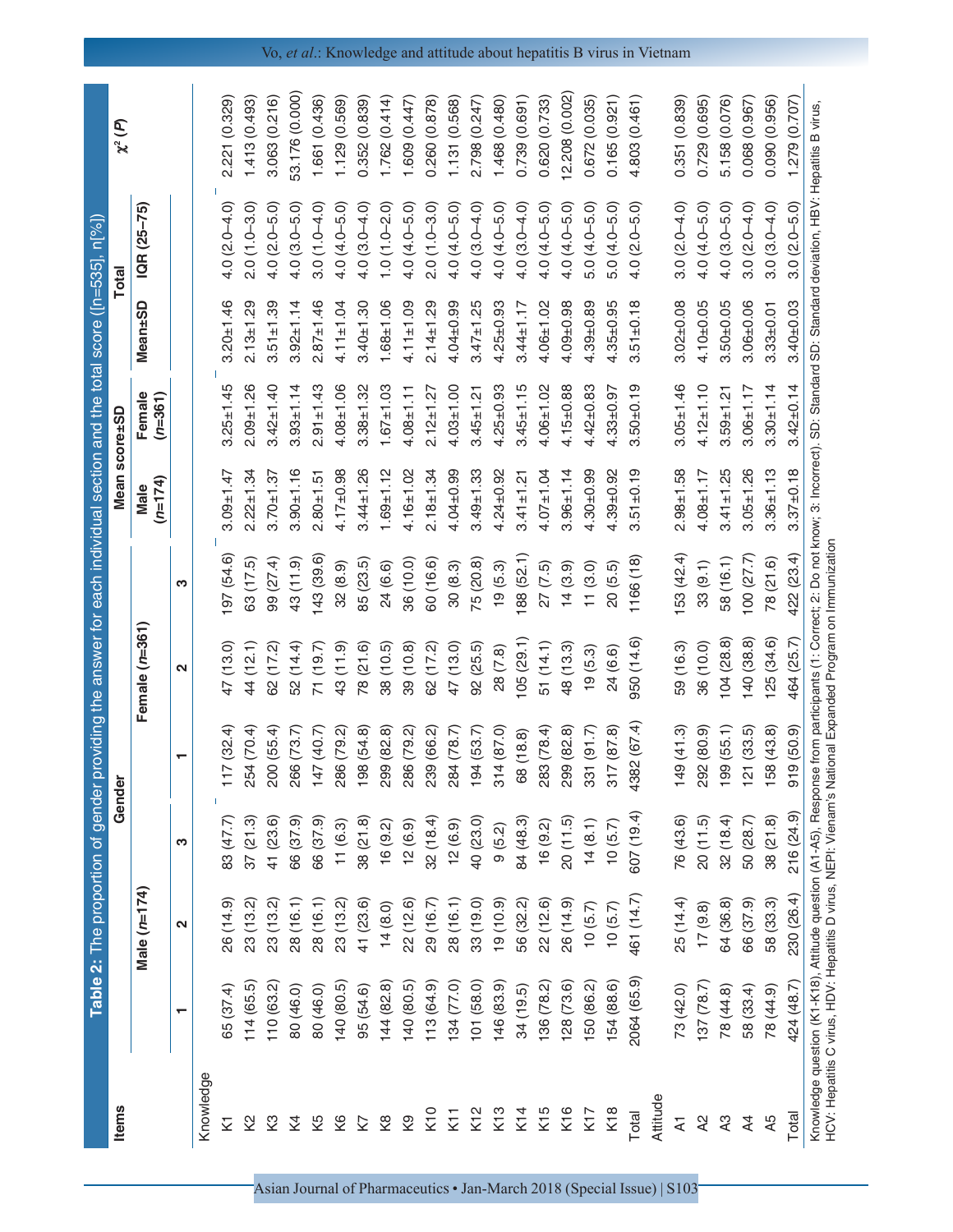**Table 2:** The proportion of gender providing the answer for each individual section and the total score ([n=535], n[%])

| Items | Gender | | | | | | Mean score±SD | | Total | | $\chi^2$ (P) |
|---|---|---|---|---|---|---|---|---|---|---|---|
| | Male (n=174) | | | Female (n=361) | | | Male (n=174) | Female (n=361) | Mean±SD | IQR (25–75) | |
| | 1 | 2 | 3 | 1 | 2 | 3 | | | | | |
| Knowledge | | | | | | | | | | | |
| K1 | 65 (37.4) | 26 (14.9) | 83 (47.7) | 117 (32.4) | 47 (13.0) | 197 (54.6) | 3.09±1.47 | 3.25±1.45 | 3.20±1.46 | 4.0 (2.0–4.0) | 2.221 (0.329) |
| K2 | 114 (65.5) | 23 (13.2) | 37 (21.3) | 254 (70.4) | 44 (12.1) | 63 (17.5) | 2.22±1.34 | 2.09±1.26 | 2.13±1.29 | 2.0 (1.0–3.0) | 1.413 (0.493) |
| K3 | 110 (63.2) | 23 (13.2) | 41 (23.6) | 200 (55.4) | 62 (17.2) | 99 (27.4) | 3.70±1.37 | 3.42±1.40 | 3.51±1.39 | 4.0 (2.0–5.0) | 3.063 (0.216) |
| K4 | 80 (46.0) | 28 (16.1) | 66 (37.9) | 266 (73.7) | 52 (14.4) | 43 (11.9) | 3.90±1.16 | 3.93±1.14 | 3.92±1.14 | 4.0 (3.0–5.0) | 53.176 (0.000) |
| K5 | 80 (46.0) | 28 (16.1) | 66 (37.9) | 147 (40.7) | 71 (19.7) | 143 (39.6) | 2.80±1.51 | 2.91±1.43 | 2.87±1.46 | 3.0 (1.0–4.0) | 1.661 (0.436) |
| K6 | 140 (80.5) | 23 (13.2) | 11 (6.3) | 286 (79.2) | 43 (11.9) | 32 (8.9) | 4.17±0.98 | 4.08±1.06 | 4.11±1.04 | 4.0 (4.0–5.0) | 1.129 (0.569) |
| K7 | 95 (54.6) | 41 (23.6) | 38 (21.8) | 198 (54.8) | 78 (21.6) | 85 (23.5) | 3.44±1.26 | 3.38±1.32 | 3.40±1.30 | 4.0 (3.0–4.0) | 0.352 (0.839) |
| K8 | 144 (82.8) | 14 (8.0) | 16 (9.2) | 299 (82.8) | 38 (10.5) | 24 (6.6) | 1.69±1.12 | 1.67±1.03 | 1.68±1.06 | 1.0 (1.0–2.0) | 1.762 (0.414) |
| K9 | 140 (80.5) | 22 (12.6) | 12 (6.9) | 286 (79.2) | 39 (10.8) | 36 (10.0) | 4.16±1.02 | 4.08±1.11 | 4.11±1.09 | 4.0 (4.0–5.0) | 1.609 (0.447) |
| K10 | 113 (64.9) | 29 (16.7) | 32 (18.4) | 239 (66.2) | 62 (17.2) | 60 (16.6) | 2.18±1.34 | 2.12±1.27 | 2.14±1.29 | 2.0 (1.0–3.0) | 0.260 (0.878) |
| K11 | 134 (77.0) | 28 (16.1) | 12 (6.9) | 284 (78.7) | 47 (13.0) | 30 (8.3) | 4.04±0.99 | 4.03±1.00 | 4.04±0.99 | 4.0 (4.0–5.0) | 1.131 (0.568) |
| K12 | 101 (58.0) | 33 (19.0) | 40 (23.0) | 194 (53.7) | 92 (25.5) | 75 (20.8) | 3.49±1.33 | 3.45±1.21 | 3.47±1.25 | 4.0 (3.0–4.0) | 2.798 (0.247) |
| K13 | 146 (83.9) | 19 (10.9) | 9 (5.2) | 314 (87.0) | 28 (7.8) | 19 (5.3) | 4.24±0.92 | 4.25±0.93 | 4.25±0.93 | 4.0 (4.0–5.0) | 1.468 (0.480) |
| K14 | 34 (19.5) | 56 (32.2) | 84 (48.3) | 68 (18.8) | 105 (29.1) | 188 (52.1) | 3.41±1.21 | 3.45±1.15 | 3.44±1.17 | 4.0 (3.0–4.0) | 0.739 (0.691) |
| K15 | 136 (78.2) | 22 (12.6) | 16 (9.2) | 283 (78.4) | 51 (14.1) | 27 (7.5) | 4.07±1.04 | 4.06±1.02 | 4.06±1.02 | 4.0 (4.0–5.0) | 0.620 (0.733) |
| K16 | 128 (73.6) | 26 (14.9) | 20 (11.5) | 299 (82.8) | 48 (13.3) | 14 (3.9) | 3.96±1.14 | 4.15±0.88 | 4.09±0.98 | 4.0 (4.0–5.0) | 12.208 (0.002) |
| K17 | 150 (86.2) | 10 (5.7) | 14 (8.1) | 331 (91.7) | 19 (5.3) | 11 (3.0) | 4.30±0.99 | 4.42±0.83 | 4.39±0.89 | 5.0 (4.0–5.0) | 0.672 (0.035) |
| K18 | 154 (88.6) | 10 (5.7) | 10 (5.7) | 317 (87.8) | 24 (6.6) | 20 (5.5) | 4.39±0.92 | 4.33±0.97 | 4.35±0.95 | 5.0 (4.0–5.0) | 0.165 (0.921) |
| Total | 2064 (65.9) | 461 (14.7) | 607 (19.4) | 4382 (67.4) | 950 (14.6) | 1166 (18) | 3.51±0.19 | 3.50±0.19 | 3.51±0.18 | 4.0 (2.0–5.0) | 4.803 (0.461) |
| Attitude | | | | | | | | | | | |
| A1 | 73 (42.0) | 25 (14.4) | 76 (43.6) | 149 (41.3) | 59 (16.3) | 153 (42.4) | 2.98±1.58 | 3.05±1.46 | 3.02±0.08 | 3.0 (2.0–4.0) | 0.351 (0.839) |
| A2 | 137 (78.7) | 17 (9.8) | 20 (11.5) | 292 (80.9) | 36 (10.0) | 33 (9.1) | 4.08±1.17 | 4.12±1.10 | 4.10±0.05 | 4.0 (4.0–5.0) | 0.729 (0.695) |
| A3 | 78 (44.8) | 64 (36.8) | 32 (18.4) | 199 (55.1) | 104 (28.8) | 58 (16.1) | 3.41±1.25 | 3.59±1.21 | 3.50±0.05 | 4.0 (3.0–5.0) | 5.158 (0.076) |
| A4 | 58 (33.4) | 66 (37.9) | 50 (28.7) | 121 (33.5) | 140 (38.8) | 100 (27.7) | 3.05±1.26 | 3.06±1.17 | 3.06±0.06 | 3.0 (2.0–4.0) | 0.068 (0.967) |
| A5 | 78 (44.9) | 58 (33.3) | 38 (21.8) | 158 (43.8) | 125 (34.6) | 78 (21.6) | 3.36±1.13 | 3.30±1.14 | 3.33±0.01 | 3.0 (3.0–4.0) | 0.090 (0.956) |
| Total | 424 (48.7) | 230 (26.4) | 216 (24.9) | 919 (50.9) | 464 (25.7) | 422 (23.4) | 3.37±0.18 | 3.42±0.14 | 3.40±0.03 | 3.0 (2.0–5.0) | 1.279 (0.707) |

Knowledge question (K1-K18), Attitude question (A1-A5), Response from participants (1: Correct; 2: Do not know; 3: Incorrect). SD: Standard SD: Standard deviation, HBV: Hepatitis B virus, HCV: Hepatitis C virus, HDV: Hepatitis D virus, NEPI: Vienam's National Expanded Program on Immunization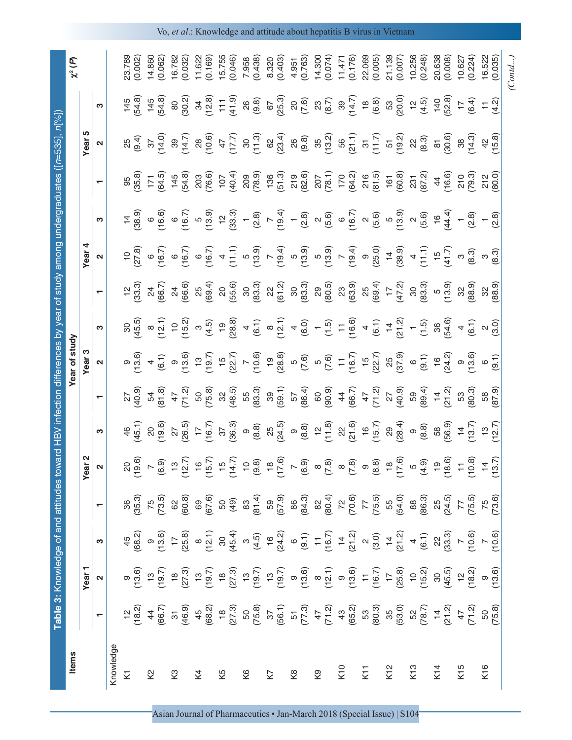**Table 3:** Knowledge of and attitudes toward HBV infection differences by year of study among undergraduates ([*n*=535], *n*[%])

| Items | Year of study | | | | | | | | | | | | | | | $\chi^2$ (*P*) |
|---|---|---|---|---|---|---|---|---|---|---|---|---|---|---|---|---|
| | Year 1 | | | Year 2 | | | Year 3 | | | Year 4 | | | Year 5 | | | |
| | 1 | 2 | 3 | 1 | 2 | 3 | 1 | 2 | 3 | 1 | 2 | 3 | 1 | 2 | 3 | |
| Knowledge | | | | | | | | | | | | | | | | |
| K1 | 12 (18.2) | 9 (13.6) | 45 (68.2) | 36 (35.3) | 20 (19.6) | 46 (45.1) | 27 (40.9) | 9 (13.6) | 30 (45.5) | 12 (33.3) | 10 (27.8) | 14 (38.9) | 95 (35.8) | 25 (9.4) | 145 (54.8) | 23.789 (0.002) |
| K2 | 44 (66.7) | 13 (19.7) | 9 (13.6) | 75 (73.5) | 7 (6.9) | 20 (19.6) | 54 (81.8) | 4 (6.1) | 8 (12.1) | 24 (66.7) | 6 (16.7) | 6 (16.6) | 171 (64.5) | 37 (14.0) | 145 (54.8) | 14.860 (0.062) |
| K3 | 31 (46.9) | 18 (27.3) | 17 (25.8) | 62 (60.8) | 13 (12.7) | 27 (26.5) | 47 (71.2) | 9 (13.6) | 10 (15.2) | 24 (66.6) | 6 (16.7) | 6 (16.7) | 145 (54.8) | 39 (14.7) | 80 (30.2) | 16.782 (0.032) |
| K4 | 45 (68.2) | 13 (19.7) | 8 (12.1) | 69 (67.6) | 16 (15.7) | 17 (16.7) | 50 (75.8) | 13 (19.7) | 3 (4.5) | 25 (69.4) | 6 (16.7) | 5 (13.9) | 203 (76.6) | 28 (10.6) | 34 (12.8) | 11.622 (0.169) |
| K5 | 18 (27.3) | 18 (27.3) | 30 (45.4) | 50 (49) | 15 (14.7) | 37 (36.3) | 32 (48.5) | 15 (22.7) | 19 (28.8) | 20 (55.6) | 4 (11.1) | 12 (33.3) | 107 (40.4) | 47 (17.7) | 111 (41.9) | 15.755 (0.046) |
| K6 | 50 (75.8) | 13 (19.7) | 3 (4.5) | 83 (81.4) | 10 (9.8) | 9 (8.8) | 55 (83.3) | 7 (10.6) | 4 (6.1) | 30 (83.3) | 5 (13.9) | 1 (2.8) | 209 (78.9) | 30 (11.3) | 26 (9.8) | 7.958 (0.438) |
| K7 | 37 (56.1) | 13 (19.7) | 16 (24.2) | 59 (57.9) | 18 (17.6) | 25 (24.5) | 39 (59.1) | 19 (28.8) | 8 (12.1) | 22 (61.2) | 7 (19.4) | 7 (19.4) | 136 (51.3) | 62 (23.4) | 67 (25.3) | 8.320 (0.403) |
| K8 | 51 (77.3) | 9 (13.6) | 6 (9.1) | 86 (84.3) | 7 (6.9) | 9 (8.8) | 57 (86.4) | 5 (7.6) | 4 (6.0) | 30 (83.3) | 5 (13.9) | 1 (2.8) | 219 (82.6) | 26 (9.8) | 20 (7.6) | 4.951 (0.763) |
| K9 | 47 (71.2) | 8 (12.1) | 11 (16.7) | 82 (80.4) | 8 (7.8) | 12 (11.8) | 60 (90.9) | 5 (7.6) | 1 (1.5) | 29 (80.5) | 5 (13.9) | 2 (5.6) | 207 (78.1) | 35 (13.2) | 23 (8.7) | 14.300 (0.074) |
| K10 | 43 (65.2) | 9 (13.6) | 14 (21.2) | 72 (70.6) | 8 (7.8) | 22 (21.6) | 44 (66.7) | 11 (16.7) | 11 (16.6) | 23 (63.9) | 7 (19.4) | 6 (16.7) | 170 (64.2) | 56 (21.1) | 39 (14.7) | 11.471 (0.176) |
| K11 | 53 (80.3) | 11 (16.7) | 2 (3.0) | 77 (75.5) | 9 (8.8) | 16 (15.7) | 47 (71.2) | 15 (22.7) | 4 (6.1) | 25 (69.4) | 9 (25.0) | 2 (5.6) | 216 (81.5) | 31 (11.7) | 18 (6.8) | 22.069 (0.005) |
| K12 | 35 (53.0) | 17 (25.8) | 14 (21.2) | 55 (54.0) | 18 (17.6) | 29 (28.4) | 27 (40.9) | 25 (37.9) | 14 (21.2) | 17 (47.2) | 14 (38.9) | 5 (13.9) | 161 (60.8) | 51 (19.2) | 53 (20.0) | 21.139 (0.007) |
| K13 | 52 (78.7) | 10 (15.2) | 4 (6.1) | 88 (86.3) | 5 (4.9) | 9 (8.8) | 59 (89.4) | 6 (9.1) | 1 (1.5) | 30 (83.3) | 4 (11.1) | 2 (5.6) | 231 (87.2) | 22 (8.3) | 12 (4.5) | 10.256 (0.248) |
| K14 | 14 (21.2) | 30 (45.5) | 22 (33.3) | 25 (24.5) | 19 (18.6) | 58 (56.9) | 14 (21.2) | 16 (24.2) | 36 (54.6) | 5 (13.9) | 15 (41.7) | 16 (44.4) | 44 (16.6) | 81 (30.6) | 140 (52.8) | 20.638 (0.008) |
| K15 | 47 (71.2) | 12 (18.2) | 7 (10.6) | 77 (75.5) | 11 (10.8) | 14 (13.7) | 53 (80.3) | 9 (13.6) | 4 (6.1) | 32 (88.9) | 3 (8.3) | 1 (2.8) | 210 (79.3) | 38 (14.3) | 17 (6.4) | 10.627 (0.224) |
| K16 | 50 (75.8) | 9 (13.6) | 7 (10.6) | 75 (73.6) | 14 (13.7) | 13 (12.7) | 58 (87.9) | 6 (9.1) | 2 (3.0) | 32 (88.9) | 3 (8.3) | 1 (2.8) | 212 (80.0) | 42 (15.8) | 11 (4.2) | 16.522 (0.035) |

(*Contd...*)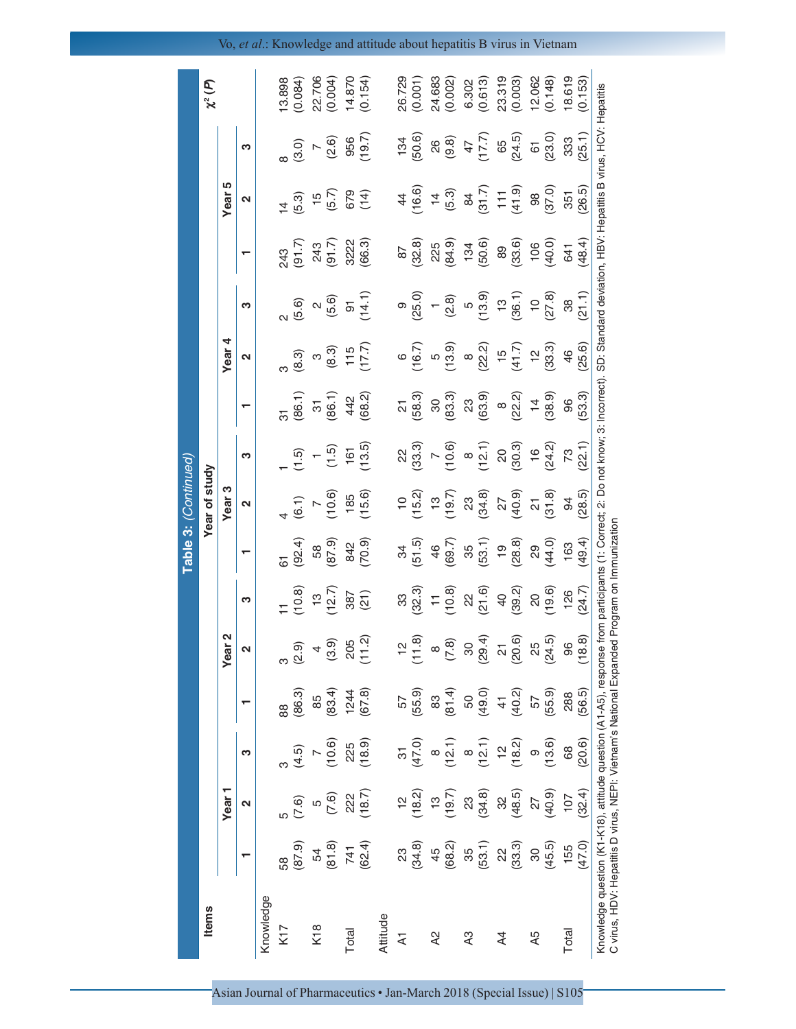**Table 3:** *(Continued)*

| Items | Year of study | | | | | | | | | | | | | | | χ² (P) |
|---|---|---|---|---|---|---|---|---|---|---|---|---|---|---|---|---|
| | Year 1 | | | Year 2 | | | Year 3 | | | Year 4 | | | Year 5 | | | |
| | 1 | 2 | 3 | 1 | 2 | 3 | 1 | 2 | 3 | 1 | 2 | 3 | 1 | 2 | 3 | |
| Knowledge | | | | | | | | | | | | | | | | |
| K17 | 58 (87.9) | 5 (7.6) | 3 (4.5) | 88 (86.3) | 3 (2.9) | 11 (10.8) | 61 (92.4) | 4 (6.1) | 1 (1.5) | 31 (86.1) | 3 (8.3) | 2 (5.6) | 243 (91.7) | 14 (5.3) | 8 (3.0) | 13.898 (0.084) |
| K18 | 54 (81.8) | 5 (7.6) | 7 (10.6) | 85 (83.4) | 4 (3.9) | 13 (12.7) | 58 (87.9) | 7 (10.6) | 1 (1.5) | 31 (86.1) | 3 (8.3) | 2 (5.6) | 243 (91.7) | 15 (5.7) | 7 (2.6) | 22.706 (0.004) |
| Total | 741 (62.4) | 222 (18.7) | 225 (18.9) | 1244 (67.8) | 205 (11.2) | 387 (21) | 842 (70.9) | 185 (15.6) | 161 (13.5) | 442 (68.2) | 115 (17.7) | 91 (14.1) | 3222 (66.3) | 679 (14) | 956 (19.7) | 14.870 (0.154) |
| Attitude | | | | | | | | | | | | | | | | |
| A1 | 23 (34.8) | 12 (18.2) | 31 (47.0) | 57 (55.9) | 12 (11.8) | 33 (32.3) | 34 (51.5) | 10 (15.2) | 22 (33.3) | 21 (58.3) | 6 (16.7) | 9 (25.0) | 87 (32.8) | 44 (16.6) | 134 (50.6) | 26.729 (0.001) |
| A2 | 45 (68.2) | 13 (19.7) | 8 (12.1) | 83 (81.4) | 8 (7.8) | 11 (10.8) | 46 (69.7) | 13 (19.7) | 7 (10.6) | 30 (83.3) | 5 (13.9) | 1 (2.8) | 225 (84.9) | 14 (5.3) | 26 (9.8) | 24.683 (0.002) |
| A3 | 35 (53.1) | 23 (34.8) | 8 (12.1) | 50 (49.0) | 30 (29.4) | 22 (21.6) | 35 (53.1) | 23 (34.8) | 8 (12.1) | 23 (63.9) | 8 (22.2) | 5 (13.9) | 134 (50.6) | 84 (31.7) | 47 (17.7) | 6.302 (0.613) |
| A4 | 22 (33.3) | 32 (48.5) | 12 (18.2) | 41 (40.2) | 21 (20.6) | 40 (39.2) | 19 (28.8) | 27 (40.9) | 20 (30.3) | 8 (22.2) | 15 (41.7) | 13 (36.1) | 89 (33.6) | 111 (41.9) | 65 (24.5) | 23.319 (0.003) |
| A5 | 30 (45.5) | 27 (40.9) | 9 (13.6) | 57 (55.9) | 25 (24.5) | 20 (19.6) | 29 (44.0) | 21 (31.8) | 16 (24.2) | 14 (38.9) | 12 (33.3) | 10 (27.8) | 106 (40.0) | 98 (37.0) | 61 (23.0) | 12.062 (0.148) |
| Total | 155 (47.0) | 107 (32.4) | 68 (20.6) | 288 (56.5) | 96 (18.8) | 126 (24.7) | 163 (49.4) | 94 (28.5) | 73 (22.1) | 96 (53.3) | 46 (25.6) | 38 (21.1) | 641 (48.4) | 351 (26.5) | 333 (25.1) | 18.619 (0.153) |

Knowledge question (K1‑K18), attitude question (A1‑A5), response from participants (1: Correct; 2: Do not know; 3: Incorrect). SD: Standard deviation, HBV: Hepatitis B virus, HCV: Hepatitis C virus, HDV: Hepatitis D virus, NEPI: Vietnam's National Expanded Program on Immunization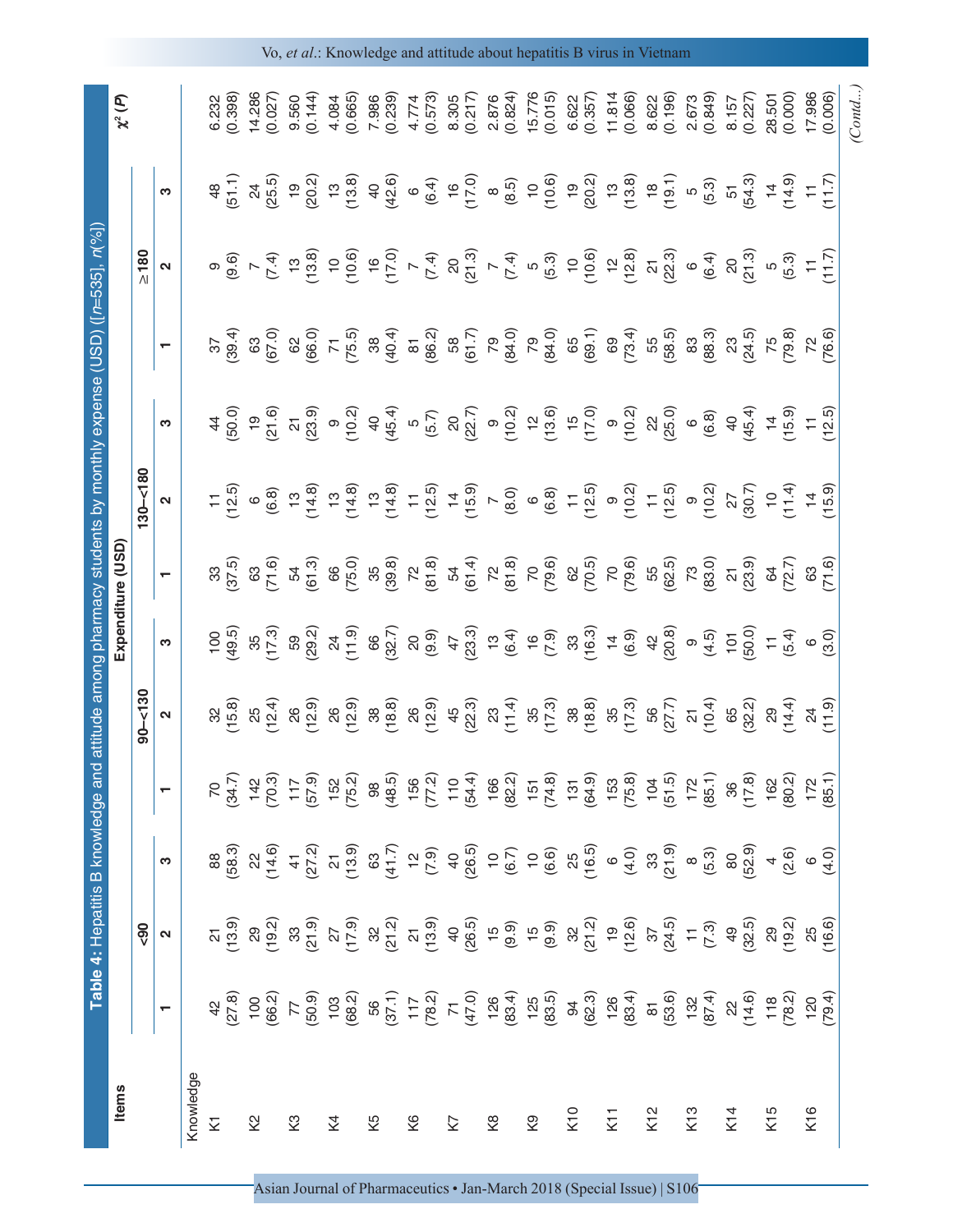**Table 4: Hepatitis B knowledge and attitude among pharmacy students by monthly expense (USD) ([n=535], n(%])**

| Items | Expenditure (USD) | | | | | | | | | | | | $\chi^2$ (P) |
|---|---|---|---|---|---|---|---|---|---|---|---|---|---|
| | <90 | | | 90–<130 | | | 130–<180 | | | ≥180 | | | |
| | 1 | 2 | 3 | 1 | 2 | 3 | 1 | 2 | 3 | 1 | 2 | 3 | |
| Knowledge | | | | | | | | | | | | | |
| K1 | 42 (27.8) | 21 (13.9) | 88 (58.3) | 70 (34.7) | 32 (15.8) | 100 (49.5) | 33 (37.5) | 11 (12.5) | 44 (50.0) | 37 (39.4) | 9 (9.6) | 48 (51.1) | 6.232 (0.398) |
| K2 | 100 (66.2) | 29 (19.2) | 22 (14.6) | 142 (70.3) | 25 (12.4) | 35 (17.3) | 63 (71.6) | 6 (6.8) | 19 (21.6) | 63 (67.0) | 7 (7.4) | 24 (25.5) | 14.286 (0.027) |
| K3 | 77 (50.9) | 33 (21.9) | 41 (27.2) | 117 (57.9) | 26 (12.9) | 59 (29.2) | 54 (61.3) | 13 (14.8) | 21 (23.9) | 62 (66.0) | 13 (13.8) | 19 (20.2) | 9.560 (0.144) |
| K4 | 103 (68.2) | 27 (17.9) | 21 (13.9) | 152 (75.2) | 26 (12.9) | 24 (11.9) | 66 (75.0) | 13 (14.8) | 9 (10.2) | 71 (75.5) | 10 (10.6) | 13 (13.8) | 4.084 (0.665) |
| K5 | 56 (37.1) | 32 (21.2) | 63 (41.7) | 98 (48.5) | 38 (18.8) | 66 (32.7) | 35 (39.8) | 13 (14.8) | 40 (45.4) | 38 (40.4) | 16 (17.0) | 40 (42.6) | 7.986 (0.239) |
| K6 | 117 (78.2) | 21 (13.9) | 12 (7.9) | 156 (77.2) | 26 (12.9) | 20 (9.9) | 72 (81.8) | 11 (12.5) | 5 (5.7) | 81 (86.2) | 7 (7.4) | 6 (6.4) | 4.774 (0.573) |
| K7 | 71 (47.0) | 40 (26.5) | 40 (26.5) | 110 (54.4) | 45 (22.3) | 47 (23.3) | 54 (61.4) | 14 (15.9) | 20 (22.7) | 58 (61.7) | 20 (21.3) | 16 (17.0) | 8.305 (0.217) |
| K8 | 126 (83.4) | 15 (9.9) | 10 (6.7) | 166 (82.2) | 23 (11.4) | 13 (6.4) | 72 (81.8) | 7 (8.0) | 9 (10.2) | 79 (84.0) | 7 (7.4) | 8 (8.5) | 2.876 (0.824) |
| K9 | 125 (83.5) | 15 (9.9) | 10 (6.6) | 151 (74.8) | 35 (17.3) | 16 (7.9) | 70 (79.6) | 6 (6.8) | 12 (13.6) | 79 (84.0) | 5 (5.3) | 10 (10.6) | 15.776 (0.015) |
| K10 | 94 (62.3) | 32 (21.2) | 25 (16.5) | 131 (64.9) | 38 (18.8) | 33 (16.3) | 62 (70.5) | 11 (12.5) | 15 (17.0) | 65 (69.1) | 10 (10.6) | 19 (20.2) | 6.622 (0.357) |
| K11 | 126 (83.4) | 19 (12.6) | 6 (4.0) | 153 (75.8) | 35 (17.3) | 14 (6.9) | 70 (79.6) | 9 (10.2) | 9 (10.2) | 69 (73.4) | 12 (12.8) | 13 (13.8) | 11.814 (0.066) |
| K12 | 81 (53.6) | 37 (24.5) | 33 (21.9) | 104 (51.5) | 56 (27.7) | 42 (20.8) | 55 (62.5) | 11 (12.5) | 22 (25.0) | 55 (58.5) | 21 (22.3) | 18 (19.1) | 8.622 (0.196) |
| K13 | 132 (87.4) | 11 (7.3) | 8 (5.3) | 172 (85.1) | 21 (10.4) | 9 (4.5) | 73 (83.0) | 9 (10.2) | 6 (6.8) | 83 (88.3) | 6 (6.4) | 5 (5.3) | 2.673 (0.849) |
| K14 | 22 (14.6) | 49 (32.5) | 80 (52.9) | 36 (17.8) | 65 (32.2) | 101 (50.0) | 21 (23.9) | 27 (30.7) | 40 (45.4) | 23 (24.5) | 20 (21.3) | 51 (54.3) | 8.157 (0.227) |
| K15 | 118 (78.2) | 29 (19.2) | 4 (2.6) | 162 (80.2) | 29 (14.4) | 11 (5.4) | 64 (72.7) | 10 (11.4) | 14 (15.9) | 75 (79.8) | 5 (5.3) | 14 (14.9) | 28.501 (0.000) |
| K16 | 120 (79.4) | 25 (16.6) | 6 (4.0) | 172 (85.1) | 24 (11.9) | 6 (3.0) | 63 (71.6) | 14 (15.9) | 11 (12.5) | 72 (76.6) | 11 (11.7) | 11 (11.7) | 17.986 (0.006) |

*(Contd...)*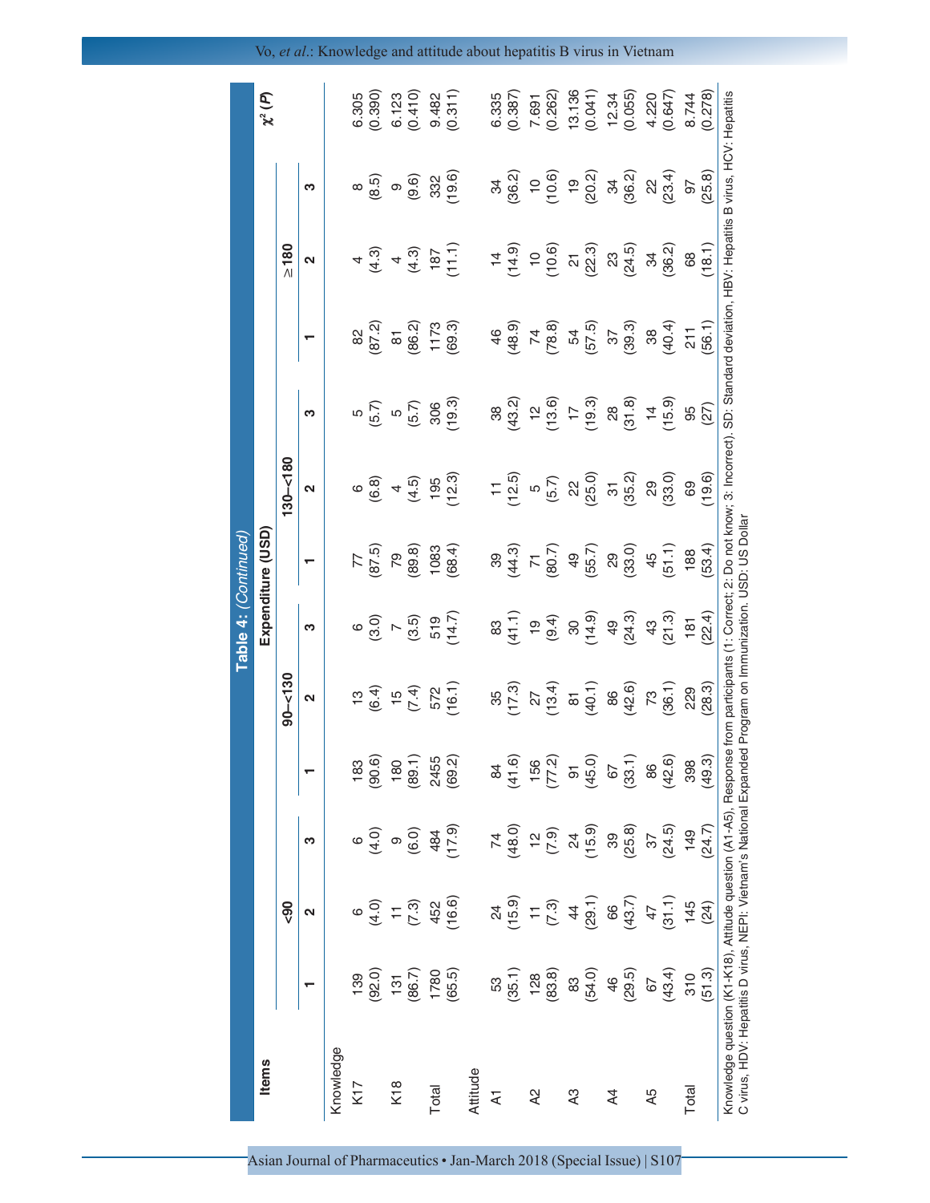**Table 4:** *(Continued)*

| Items | Expenditure (USD) | | | | | | | | | | | | $\chi^2$ (*P*) |
|---|---|---|---|---|---|---|---|---|---|---|---|---|---|
| | <90 | | | 90–<130 | | | 130–<180 | | | ≥180 | | | |
| | 1 | 2 | 3 | 1 | 2 | 3 | 1 | 2 | 3 | 1 | 2 | 3 | |
| Knowledge | | | | | | | | | | | | | |
| K17 | 139 (92.0) | 6 (4.0) | 6 (4.0) | 183 (90.6) | 13 (6.4) | 6 (3.0) | 77 (87.5) | 6 (6.8) | 5 (5.7) | 82 (87.2) | 4 (4.3) | 8 (8.5) | 6.305 (0.390) |
| K18 | 131 (86.7) | 11 (7.3) | 9 (6.0) | 180 (89.1) | 15 (7.4) | 7 (3.5) | 79 (89.8) | 4 (4.5) | 5 (5.7) | 81 (86.2) | 4 (4.3) | 9 (9.6) | 6.123 (0.410) |
| Total | 1780 (65.5) | 452 (16.6) | 484 (17.9) | 2455 (69.2) | 572 (16.1) | 519 (14.7) | 1083 (68.4) | 195 (12.3) | 306 (19.3) | 1173 (69.3) | 187 (11.1) | 332 (19.6) | 9.482 (0.311) |
| Attitude | | | | | | | | | | | | | |
| A1 | 53 (35.1) | 24 (15.9) | 74 (48.0) | 84 (41.6) | 35 (17.3) | 83 (41.1) | 39 (44.3) | 11 (12.5) | 38 (43.2) | 46 (48.9) | 14 (14.9) | 34 (36.2) | 6.335 (0.387) |
| A2 | 128 (83.8) | 11 (7.3) | 12 (7.9) | 156 (77.2) | 27 (13.4) | 19 (9.4) | 71 (80.7) | 5 (5.7) | 12 (13.6) | 74 (78.8) | 10 (10.6) | 10 (10.6) | 7.691 (0.262) |
| A3 | 83 (54.0) | 44 (29.1) | 24 (15.9) | 91 (45.0) | 81 (40.1) | 30 (14.9) | 49 (55.7) | 22 (25.0) | 17 (19.3) | 54 (57.5) | 21 (22.3) | 19 (20.2) | 13.136 (0.041) |
| A4 | 46 (29.5) | 66 (43.7) | 39 (25.8) | 67 (33.1) | 86 (42.6) | 49 (24.3) | 29 (33.0) | 31 (35.2) | 28 (31.8) | 37 (39.3) | 23 (24.5) | 34 (36.2) | 12.34 (0.055) |
| A5 | 67 (43.4) | 47 (31.1) | 37 (24.5) | 86 (42.6) | 73 (36.1) | 43 (21.3) | 45 (51.1) | 29 (33.0) | 14 (15.9) | 38 (40.4) | 34 (36.2) | 22 (23.4) | 4.220 (0.647) |
| Total | 310 (51.3) | 145 (24) | 149 (24.7) | 398 (49.3) | 229 (28.3) | 181 (22.4) | 188 (53.4) | 69 (19.6) | 95 (27) | 211 (56.1) | 68 (18.1) | 97 (25.8) | 8.744 (0.278) |

Knowledge question (K1-K18), Attitude question (A1-A5), Response from participants (1: Correct; 2: Do not know; 3: Incorrect). SD: Standard deviation, HBV: Hepatitis B virus, HCV: Hepatitis C virus, HDV: Hepatitis D virus, NEPI: Vietnam's National Expanded Program on Immunization. USD: US Dollar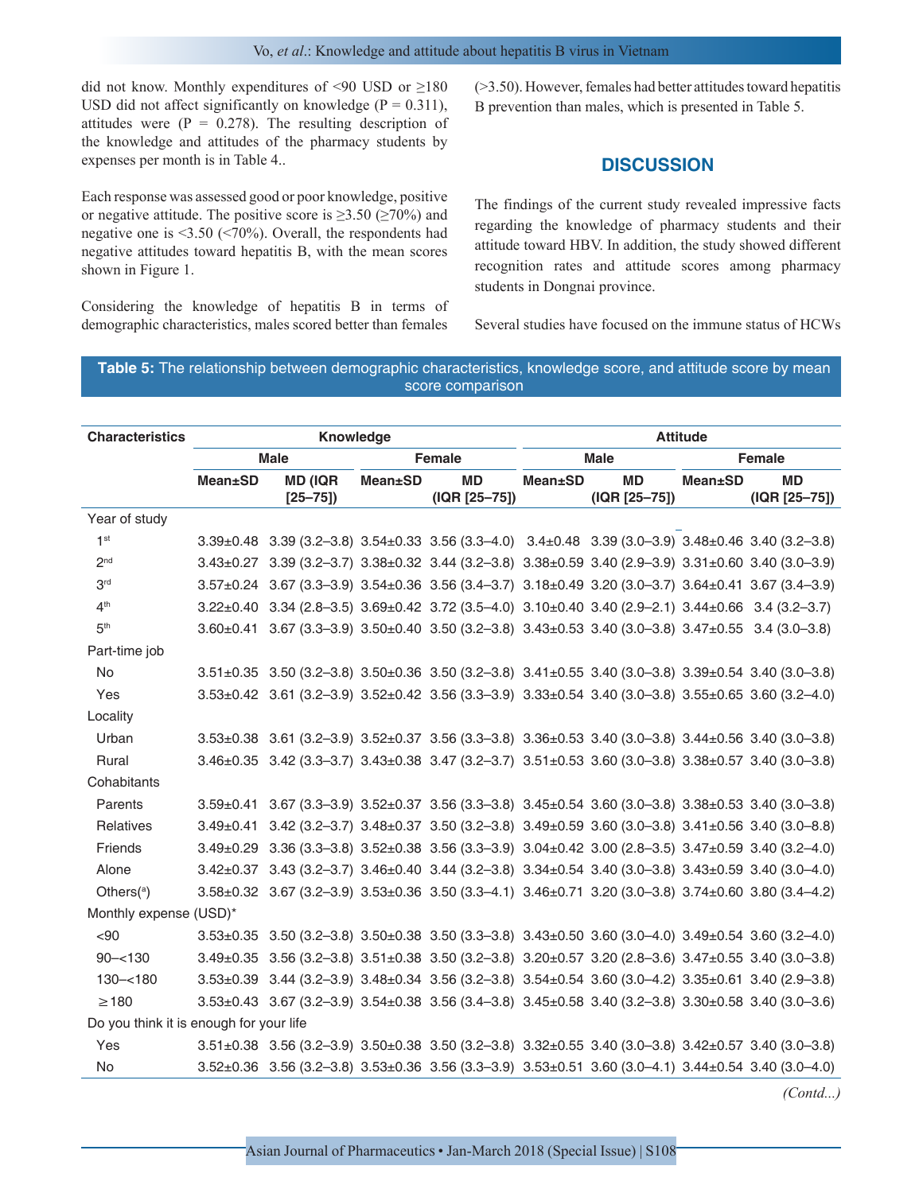did not know. Monthly expenditures of <90 USD or ≥180 USD did not affect significantly on knowledge (P = 0.311), attitudes were (P = 0.278). The resulting description of the knowledge and attitudes of the pharmacy students by expenses per month is in Table 4..

Each response was assessed good or poor knowledge, positive or negative attitude. The positive score is ≥3.50 (≥70%) and negative one is <3.50 (<70%). Overall, the respondents had negative attitudes toward hepatitis B, with the mean scores shown in Figure 1.

Considering the knowledge of hepatitis B in terms of demographic characteristics, males scored better than females (>3.50). However, females had better attitudes toward hepatitis B prevention than males, which is presented in Table 5.

## DISCUSSION

The findings of the current study revealed impressive facts regarding the knowledge of pharmacy students and their attitude toward HBV. In addition, the study showed different recognition rates and attitude scores among pharmacy students in Dongnai province.

Several studies have focused on the immune status of HCWs

**Table 5:** The relationship between demographic characteristics, knowledge score, and attitude score by mean score comparison

| Characteristics | Knowledge | | | | Attitude | | | |
|---|---|---|---|---|---|---|---|---|
| | Male | | Female | | Male | | Female | |
| | Mean±SD | MD (IQR [25–75]) | Mean±SD | MD (IQR [25–75]) | Mean±SD | MD (IQR [25–75]) | Mean±SD | MD (IQR [25–75]) |
| Year of study | | | | | | | | |
| 1st | 3.39±0.48 | 3.39 (3.2–3.8) | 3.54±0.33 | 3.56 (3.3–4.0) | 3.4±0.48 | 3.39 (3.0–3.9) | 3.48±0.46 | 3.40 (3.2–3.8) |
| 2nd | 3.43±0.27 | 3.39 (3.2–3.7) | 3.38±0.32 | 3.44 (3.2–3.8) | 3.38±0.59 | 3.40 (2.9–3.9) | 3.31±0.60 | 3.40 (3.0–3.9) |
| 3rd | 3.57±0.24 | 3.67 (3.3–3.9) | 3.54±0.36 | 3.56 (3.4–3.7) | 3.18±0.49 | 3.20 (3.0–3.7) | 3.64±0.41 | 3.67 (3.4–3.9) |
| 4th | 3.22±0.40 | 3.34 (2.8–3.5) | 3.69±0.42 | 3.72 (3.5–4.0) | 3.10±0.40 | 3.40 (2.9–2.1) | 3.44±0.66 | 3.4 (3.2–3.7) |
| 5th | 3.60±0.41 | 3.67 (3.3–3.9) | 3.50±0.40 | 3.50 (3.2–3.8) | 3.43±0.53 | 3.40 (3.0–3.8) | 3.47±0.55 | 3.4 (3.0–3.8) |
| Part-time job | | | | | | | | |
| No | 3.51±0.35 | 3.50 (3.2–3.8) | 3.50±0.36 | 3.50 (3.2–3.8) | 3.41±0.55 | 3.40 (3.0–3.8) | 3.39±0.54 | 3.40 (3.0–3.8) |
| Yes | 3.53±0.42 | 3.61 (3.2–3.9) | 3.52±0.42 | 3.56 (3.3–3.9) | 3.33±0.54 | 3.40 (3.0–3.8) | 3.55±0.65 | 3.60 (3.2–4.0) |
| Locality | | | | | | | | |
| Urban | 3.53±0.38 | 3.61 (3.2–3.9) | 3.52±0.37 | 3.56 (3.3–3.8) | 3.36±0.53 | 3.40 (3.0–3.8) | 3.44±0.56 | 3.40 (3.0–3.8) |
| Rural | 3.46±0.35 | 3.42 (3.3–3.7) | 3.43±0.38 | 3.47 (3.2–3.7) | 3.51±0.53 | 3.60 (3.0–3.8) | 3.38±0.57 | 3.40 (3.0–3.8) |
| Cohabitants | | | | | | | | |
| Parents | 3.59±0.41 | 3.67 (3.3–3.9) | 3.52±0.37 | 3.56 (3.3–3.8) | 3.45±0.54 | 3.60 (3.0–3.8) | 3.38±0.53 | 3.40 (3.0–3.8) |
| Relatives | 3.49±0.41 | 3.42 (3.2–3.7) | 3.48±0.37 | 3.50 (3.2–3.8) | 3.49±0.59 | 3.60 (3.0–3.8) | 3.41±0.56 | 3.40 (3.0–8.8) |
| Friends | 3.49±0.29 | 3.36 (3.3–3.8) | 3.52±0.38 | 3.56 (3.3–3.9) | 3.04±0.42 | 3.00 (2.8–3.5) | 3.47±0.59 | 3.40 (3.2–4.0) |
| Alone | 3.42±0.37 | 3.43 (3.2–3.7) | 3.46±0.40 | 3.44 (3.2–3.8) | 3.34±0.54 | 3.40 (3.0–3.8) | 3.43±0.59 | 3.40 (3.0–4.0) |
| Others([a]) | 3.58±0.32 | 3.67 (3.2–3.9) | 3.53±0.36 | 3.50 (3.3–4.1) | 3.46±0.71 | 3.20 (3.0–3.8) | 3.74±0.60 | 3.80 (3.4–4.2) |
| Monthly expense (USD)* | | | | | | | | |
| <90 | 3.53±0.35 | 3.50 (3.2–3.8) | 3.50±0.38 | 3.50 (3.3–3.8) | 3.43±0.50 | 3.60 (3.0–4.0) | 3.49±0.54 | 3.60 (3.2–4.0) |
| 90–<130 | 3.49±0.35 | 3.56 (3.2–3.8) | 3.51±0.38 | 3.50 (3.2–3.8) | 3.20±0.57 | 3.20 (2.8–3.6) | 3.47±0.55 | 3.40 (3.0–3.8) |
| 130–<180 | 3.53±0.39 | 3.44 (3.2–3.9) | 3.48±0.34 | 3.56 (3.2–3.8) | 3.54±0.54 | 3.60 (3.0–4.2) | 3.35±0.61 | 3.40 (2.9–3.8) |
| ≥180 | 3.53±0.43 | 3.67 (3.2–3.9) | 3.54±0.38 | 3.56 (3.4–3.8) | 3.45±0.58 | 3.40 (3.2–3.8) | 3.30±0.58 | 3.40 (3.0–3.6) |
| Do you think it is enough for your life | | | | | | | | |
| Yes | 3.51±0.38 | 3.56 (3.2–3.9) | 3.50±0.38 | 3.50 (3.2–3.8) | 3.32±0.55 | 3.40 (3.0–3.8) | 3.42±0.57 | 3.40 (3.0–3.8) |
| No | 3.52±0.36 | 3.56 (3.2–3.8) | 3.53±0.36 | 3.56 (3.3–3.9) | 3.53±0.51 | 3.60 (3.0–4.1) | 3.44±0.54 | 3.40 (3.0–4.0) |

*(Contd...)*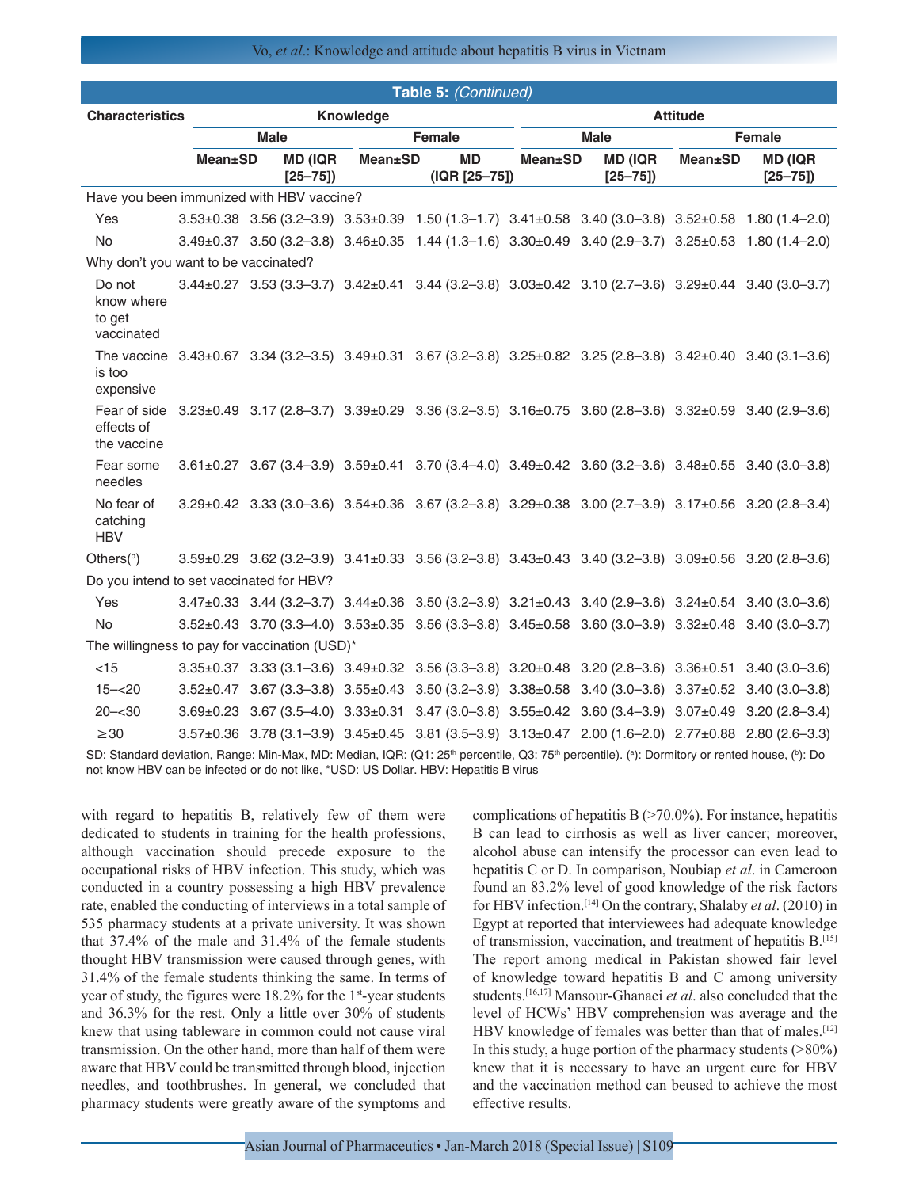**Table 5: *(Continued)***

| Characteristics | Knowledge | | | | Attitude | | | |
|---|---|---|---|---|---|---|---|---|
| | Male | | Female | | Male | | Female | |
| | Mean±SD | MD (IQR [25–75]) | Mean±SD | MD (IQR [25–75]) | Mean±SD | MD (IQR [25–75]) | Mean±SD | MD (IQR [25–75]) |
| Have you been immunized with HBV vaccine? | | | | | | | | |
| Yes | 3.53±0.38 | 3.56 (3.2–3.9) | 3.53±0.39 | 1.50 (1.3–1.7) | 3.41±0.58 | 3.40 (3.0–3.8) | 3.52±0.58 | 1.80 (1.4–2.0) |
| No | 3.49±0.37 | 3.50 (3.2–3.8) | 3.46±0.35 | 1.44 (1.3–1.6) | 3.30±0.49 | 3.40 (2.9–3.7) | 3.25±0.53 | 1.80 (1.4–2.0) |
| Why don't you want to be vaccinated? | | | | | | | | |
| Do not know where to get vaccinated | 3.44±0.27 | 3.53 (3.3–3.7) | 3.42±0.41 | 3.44 (3.2–3.8) | 3.03±0.42 | 3.10 (2.7–3.6) | 3.29±0.44 | 3.40 (3.0–3.7) |
| The vaccine is too expensive | 3.43±0.67 | 3.34 (3.2–3.5) | 3.49±0.31 | 3.67 (3.2–3.8) | 3.25±0.82 | 3.25 (2.8–3.8) | 3.42±0.40 | 3.40 (3.1–3.6) |
| Fear of side effects of the vaccine | 3.23±0.49 | 3.17 (2.8–3.7) | 3.39±0.29 | 3.36 (3.2–3.5) | 3.16±0.75 | 3.60 (2.8–3.6) | 3.32±0.59 | 3.40 (2.9–3.6) |
| Fear some needles | 3.61±0.27 | 3.67 (3.4–3.9) | 3.59±0.41 | 3.70 (3.4–4.0) | 3.49±0.42 | 3.60 (3.2–3.6) | 3.48±0.55 | 3.40 (3.0–3.8) |
| No fear of catching HBV | 3.29±0.42 | 3.33 (3.0–3.6) | 3.54±0.36 | 3.67 (3.2–3.8) | 3.29±0.38 | 3.00 (2.7–3.9) | 3.17±0.56 | 3.20 (2.8–3.4) |
| Others(b) | 3.59±0.29 | 3.62 (3.2–3.9) | 3.41±0.33 | 3.56 (3.2–3.8) | 3.43±0.43 | 3.40 (3.2–3.8) | 3.09±0.56 | 3.20 (2.8–3.6) |
| Do you intend to set vaccinated for HBV? | | | | | | | | |
| Yes | 3.47±0.33 | 3.44 (3.2–3.7) | 3.44±0.36 | 3.50 (3.2–3.9) | 3.21±0.43 | 3.40 (2.9–3.6) | 3.24±0.54 | 3.40 (3.0–3.6) |
| No | 3.52±0.43 | 3.70 (3.3–4.0) | 3.53±0.35 | 3.56 (3.3–3.8) | 3.45±0.58 | 3.60 (3.0–3.9) | 3.32±0.48 | 3.40 (3.0–3.7) |
| The willingness to pay for vaccination (USD)* | | | | | | | | |
| <15 | 3.35±0.37 | 3.33 (3.1–3.6) | 3.49±0.32 | 3.56 (3.3–3.8) | 3.20±0.48 | 3.20 (2.8–3.6) | 3.36±0.51 | 3.40 (3.0–3.6) |
| 15–<20 | 3.52±0.47 | 3.67 (3.3–3.8) | 3.55±0.43 | 3.50 (3.2–3.9) | 3.38±0.58 | 3.40 (3.0–3.6) | 3.37±0.52 | 3.40 (3.0–3.8) |
| 20–<30 | 3.69±0.23 | 3.67 (3.5–4.0) | 3.33±0.31 | 3.47 (3.0–3.8) | 3.55±0.42 | 3.60 (3.4–3.9) | 3.07±0.49 | 3.20 (2.8–3.4) |
| ≥30 | 3.57±0.36 | 3.78 (3.1–3.9) | 3.45±0.45 | 3.81 (3.5–3.9) | 3.13±0.47 | 2.00 (1.6–2.0) | 2.77±0.88 | 2.80 (2.6–3.3) |

SD: Standard deviation, Range: Min-Max, MD: Median, IQR: (Q1: 25th percentile, Q3: 75th percentile). (a): Dormitory or rented house, (b): Do not know HBV can be infected or do not like, *USD: US Dollar. HBV: Hepatitis B virus

with regard to hepatitis B, relatively few of them were dedicated to students in training for the health professions, although vaccination should precede exposure to the occupational risks of HBV infection. This study, which was conducted in a country possessing a high HBV prevalence rate, enabled the conducting of interviews in a total sample of 535 pharmacy students at a private university. It was shown that 37.4% of the male and 31.4% of the female students thought HBV transmission were caused through genes, with 31.4% of the female students thinking the same. In terms of year of study, the figures were 18.2% for the 1st-year students and 36.3% for the rest. Only a little over 30% of students knew that using tableware in common could not cause viral transmission. On the other hand, more than half of them were aware that HBV could be transmitted through blood, injection needles, and toothbrushes. In general, we concluded that pharmacy students were greatly aware of the symptoms and complications of hepatitis B (>70.0%). For instance, hepatitis B can lead to cirrhosis as well as liver cancer; moreover, alcohol abuse can intensify the processor can even lead to hepatitis C or D. In comparison, Noubiap *et al*. in Cameroon found an 83.2% level of good knowledge of the risk factors for HBV infection.[14] On the contrary, Shalaby *et al*. (2010) in Egypt at reported that interviewees had adequate knowledge of transmission, vaccination, and treatment of hepatitis B.[15] The report among medical in Pakistan showed fair level of knowledge toward hepatitis B and C among university students.[16,17] Mansour-Ghanaei *et al*. also concluded that the level of HCWs' HBV comprehension was average and the HBV knowledge of females was better than that of males.[12] In this study, a huge portion of the pharmacy students (>80%) knew that it is necessary to have an urgent cure for HBV and the vaccination method can beused to achieve the most effective results.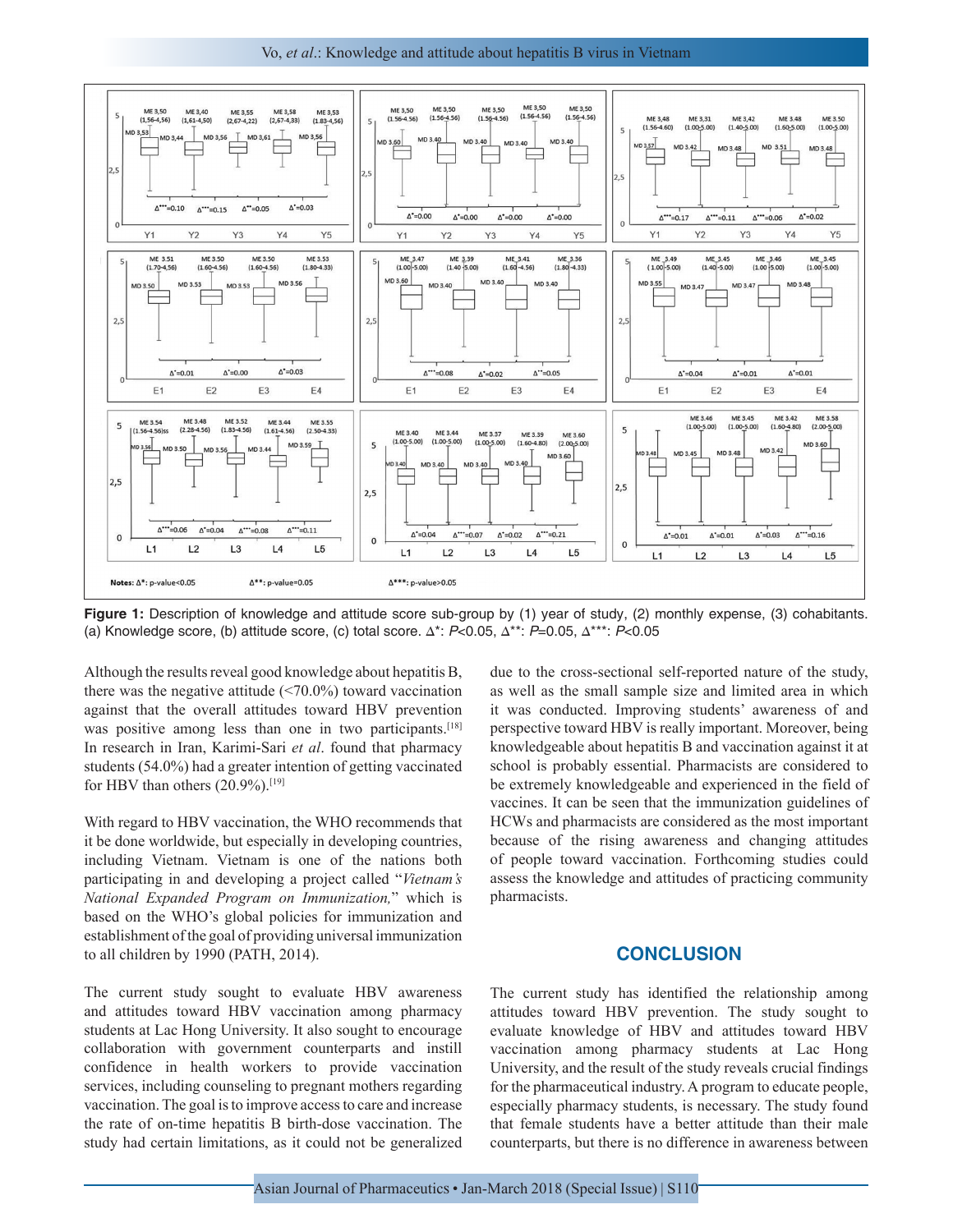**Figure 1:** Description of knowledge and attitude score sub-group by (1) year of study, (2) monthly expense, (3) cohabitants. (a) Knowledge score, (b) attitude score, (c) total score. Δ*: $P<0.05$, Δ**: $P=0.05$, Δ***: $P<0.05$

Although the results reveal good knowledge about hepatitis B, there was the negative attitude (<70.0%) toward vaccination against that the overall attitudes toward HBV prevention was positive among less than one in two participants.[18] In research in Iran, Karimi-Sari *et al*. found that pharmacy students (54.0%) had a greater intention of getting vaccinated for HBV than others (20.9%).[19]

With regard to HBV vaccination, the WHO recommends that it be done worldwide, but especially in developing countries, including Vietnam. Vietnam is one of the nations both participating in and developing a project called "*Vietnam's National Expanded Program on Immunization,*" which is based on the WHO's global policies for immunization and establishment of the goal of providing universal immunization to all children by 1990 (PATH, 2014).

The current study sought to evaluate HBV awareness and attitudes toward HBV vaccination among pharmacy students at Lac Hong University. It also sought to encourage collaboration with government counterparts and instill confidence in health workers to provide vaccination services, including counseling to pregnant mothers regarding vaccination. The goal is to improve access to care and increase the rate of on-time hepatitis B birth-dose vaccination. The study had certain limitations, as it could not be generalized due to the cross-sectional self-reported nature of the study, as well as the small sample size and limited area in which it was conducted. Improving students' awareness of and perspective toward HBV is really important. Moreover, being knowledgeable about hepatitis B and vaccination against it at school is probably essential. Pharmacists are considered to be extremely knowledgeable and experienced in the field of vaccines. It can be seen that the immunization guidelines of HCWs and pharmacists are considered as the most important because of the rising awareness and changing attitudes of people toward vaccination. Forthcoming studies could assess the knowledge and attitudes of practicing community pharmacists.

## CONCLUSION

The current study has identified the relationship among attitudes toward HBV prevention. The study sought to evaluate knowledge of HBV and attitudes toward HBV vaccination among pharmacy students at Lac Hong University, and the result of the study reveals crucial findings for the pharmaceutical industry. A program to educate people, especially pharmacy students, is necessary. The study found that female students have a better attitude than their male counterparts, but there is no difference in awareness between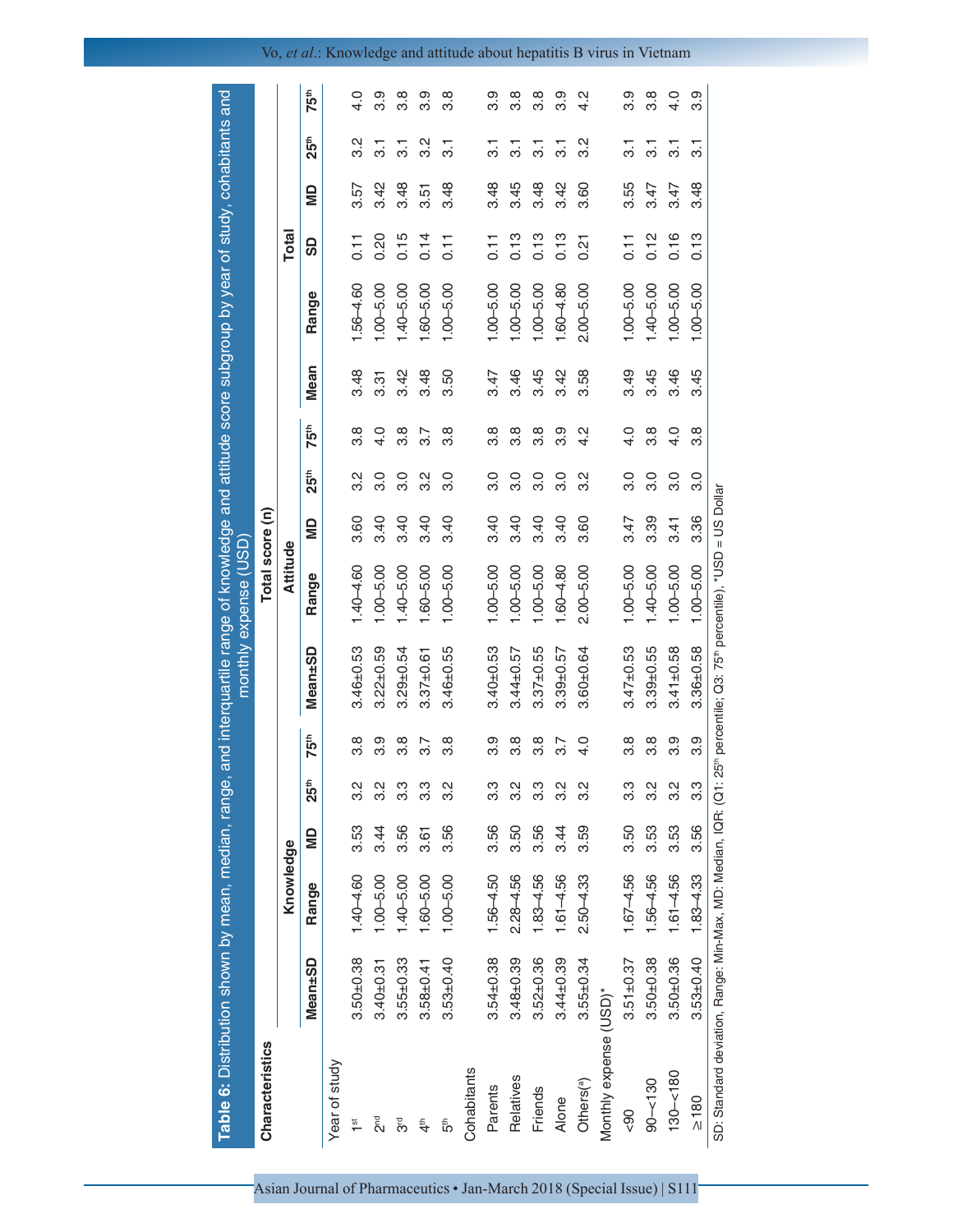**Table 6:** Distribution shown by mean, median, range, and interquartile range of knowledge and attitude score subgroup by year of study, cohabitants and monthly expense (USD)

| Characteristics | Total score (n) | | | | | | | | | | | | | | | |
|---|---|---|---|---|---|---|---|---|---|---|---|---|---|---|---|---|
| | Knowledge | | | | | Attitude | | | | | Total | | | | | |
| | Mean±SD | Range | MD | 25th | 75th | Mean±SD | Range | MD | 25th | 75th | Mean | Range | SD | MD | 25th | 75th |
| Year of study | | | | | | | | | | | | | | | | |
| 1st | 3.50±0.38 | 1.40–4.60 | 3.53 | 3.2 | 3.8 | 3.46±0.53 | 1.40–4.60 | 3.60 | 3.2 | 3.8 | 3.48 | 1.56–4.60 | 0.11 | 3.57 | 3.2 | 4.0 |
| 2nd | 3.40±0.31 | 1.00–5.00 | 3.44 | 3.2 | 3.9 | 3.22±0.59 | 1.00–5.00 | 3.40 | 3.0 | 4.0 | 3.31 | 1.00–5.00 | 0.20 | 3.42 | 3.1 | 3.9 |
| 3rd | 3.55±0.33 | 1.40–5.00 | 3.56 | 3.3 | 3.8 | 3.29±0.54 | 1.40–5.00 | 3.40 | 3.0 | 3.8 | 3.42 | 1.40–5.00 | 0.15 | 3.48 | 3.1 | 3.8 |
| 4th | 3.58±0.41 | 1.60–5.00 | 3.61 | 3.3 | 3.7 | 3.37±0.61 | 1.60–5.00 | 3.40 | 3.2 | 3.7 | 3.48 | 1.60–5.00 | 0.14 | 3.51 | 3.2 | 3.9 |
| 5th | 3.53±0.40 | 1.00–5.00 | 3.56 | 3.2 | 3.8 | 3.46±0.55 | 1.00–5.00 | 3.40 | 3.0 | 3.8 | 3.50 | 1.00–5.00 | 0.11 | 3.48 | 3.1 | 3.8 |
| Cohabitants | | | | | | | | | | | | | | | | |
| Parents | 3.54±0.38 | 1.56–4.50 | 3.56 | 3.3 | 3.9 | 3.40±0.53 | 1.00–5.00 | 3.40 | 3.0 | 3.8 | 3.47 | 1.00–5.00 | 0.11 | 3.48 | 3.1 | 3.9 |
| Relatives | 3.48±0.39 | 2.28–4.56 | 3.50 | 3.2 | 3.8 | 3.44±0.57 | 1.00–5.00 | 3.40 | 3.0 | 3.8 | 3.46 | 1.00–5.00 | 0.13 | 3.45 | 3.1 | 3.8 |
| Friends | 3.52±0.36 | 1.83–4.56 | 3.56 | 3.3 | 3.8 | 3.37±0.55 | 1.00–5.00 | 3.40 | 3.0 | 3.8 | 3.45 | 1.00–5.00 | 0.13 | 3.48 | 3.1 | 3.8 |
| Alone | 3.44±0.39 | 1.61–4.56 | 3.44 | 3.2 | 3.7 | 3.39±0.57 | 1.60–4.80 | 3.40 | 3.0 | 3.9 | 3.42 | 1.60–4.80 | 0.13 | 3.42 | 3.1 | 3.9 |
| Others[a] | 3.55±0.34 | 2.50–4.33 | 3.59 | 3.2 | 4.0 | 3.60±0.64 | 2.00–5.00 | 3.60 | 3.2 | 4.2 | 3.58 | 2.00–5.00 | 0.21 | 3.60 | 3.2 | 4.2 |
| Monthly expense (USD)* | | | | | | | | | | | | | | | | |
| <90 | 3.51±0.37 | 1.67–4.56 | 3.50 | 3.3 | 3.8 | 3.47±0.53 | 1.00–5.00 | 3.47 | 3.0 | 4.0 | 3.49 | 1.00–5.00 | 0.11 | 3.55 | 3.1 | 3.9 |
| 90–<130 | 3.50±0.38 | 1.56–4.56 | 3.53 | 3.2 | 3.8 | 3.39±0.55 | 1.40–5.00 | 3.39 | 3.0 | 3.8 | 3.45 | 1.40–5.00 | 0.12 | 3.47 | 3.1 | 3.8 |
| 130–<180 | 3.50±0.36 | 1.61–4.56 | 3.53 | 3.2 | 3.9 | 3.41±0.58 | 1.00–5.00 | 3.41 | 3.0 | 4.0 | 3.46 | 1.00–5.00 | 0.16 | 3.47 | 3.1 | 4.0 |
| ≥180 | 3.53±0.40 | 1.83–4.33 | 3.56 | 3.3 | 3.9 | 3.36±0.58 | 1.00–5.00 | 3.36 | 3.0 | 3.8 | 3.45 | 1.00–5.00 | 0.13 | 3.48 | 3.1 | 3.9 |

SD: Standard deviation, Range: Min-Max, MD: Median, IQR: (Q1: 25th percentile; Q3: 75th percentile), *USD = US Dollar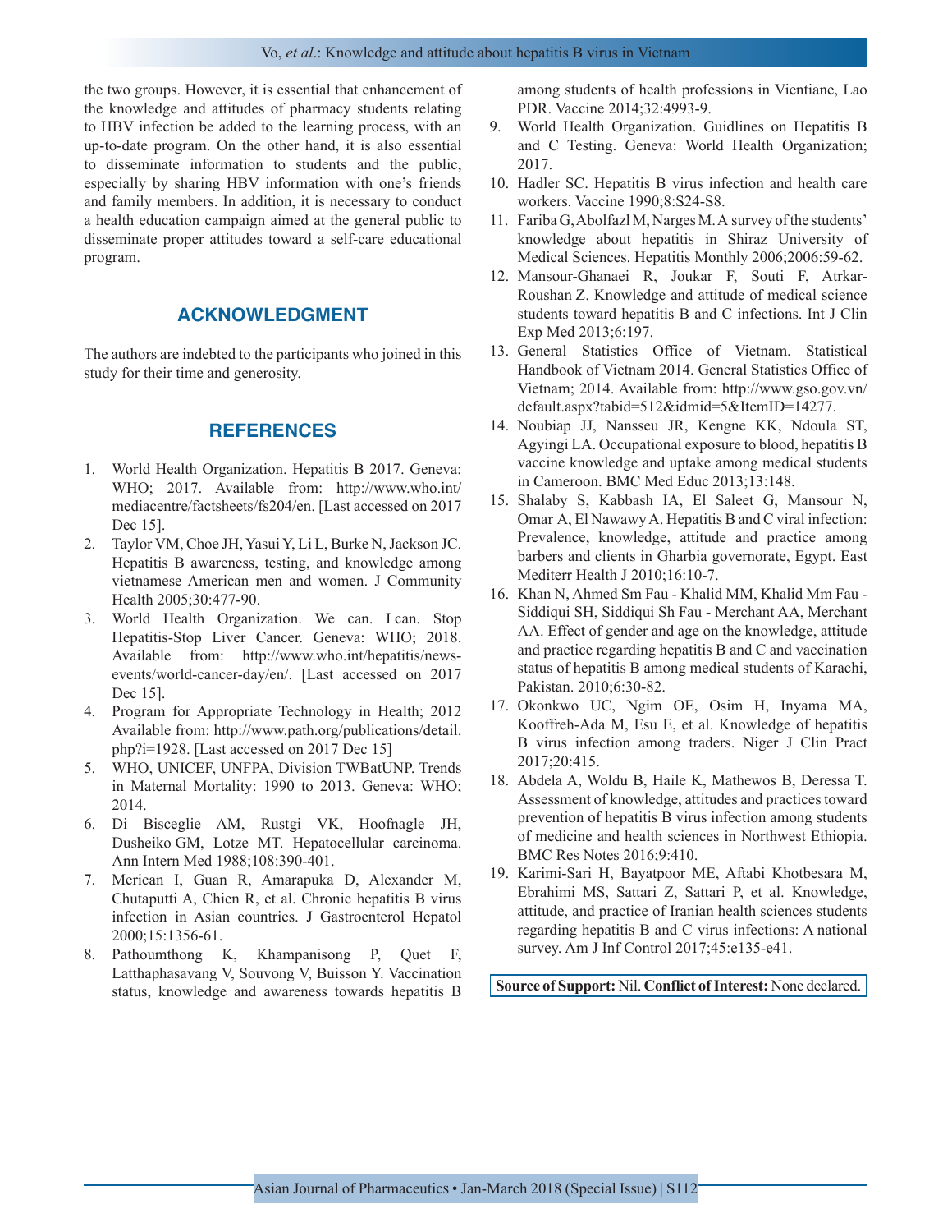the two groups. However, it is essential that enhancement of the knowledge and attitudes of pharmacy students relating to HBV infection be added to the learning process, with an up-to-date program. On the other hand, it is also essential to disseminate information to students and the public, especially by sharing HBV information with one's friends and family members. In addition, it is necessary to conduct a health education campaign aimed at the general public to disseminate proper attitudes toward a self-care educational program.

## ACKNOWLEDGMENT

The authors are indebted to the participants who joined in this study for their time and generosity.

## REFERENCES

1. World Health Organization. Hepatitis B 2017. Geneva: WHO; 2017. Available from: http://www.who.int/mediacentre/factsheets/fs204/en. [Last accessed on 2017 Dec 15].
2. Taylor VM, Choe JH, Yasui Y, Li L, Burke N, Jackson JC. Hepatitis B awareness, testing, and knowledge among vietnamese American men and women. J Community Health 2005;30:477-90.
3. World Health Organization. We can. I can. Stop Hepatitis-Stop Liver Cancer. Geneva: WHO; 2018. Available from: http://www.who.int/hepatitis/news-events/world-cancer-day/en/. [Last accessed on 2017 Dec 15].
4. Program for Appropriate Technology in Health; 2012 Available from: http://www.path.org/publications/detail.php?i=1928. [Last accessed on 2017 Dec 15]
5. WHO, UNICEF, UNFPA, Division TWBatUNP. Trends in Maternal Mortality: 1990 to 2013. Geneva: WHO; 2014.
6. Di Bisceglie AM, Rustgi VK, Hoofnagle JH, Dusheiko GM, Lotze MT. Hepatocellular carcinoma. Ann Intern Med 1988;108:390-401.
7. Merican I, Guan R, Amarapuka D, Alexander M, Chutaputti A, Chien R, et al. Chronic hepatitis B virus infection in Asian countries. J Gastroenterol Hepatol 2000;15:1356-61.
8. Pathoumthong K, Khampanisong P, Quet F, Latthaphasavang V, Souvong V, Buisson Y. Vaccination status, knowledge and awareness towards hepatitis B among students of health professions in Vientiane, Lao PDR. Vaccine 2014;32:4993-9.
9. World Health Organization. Guidlines on Hepatitis B and C Testing. Geneva: World Health Organization; 2017.
10. Hadler SC. Hepatitis B virus infection and health care workers. Vaccine 1990;8:S24-S8.
11. Fariba G, Abolfazl M, Narges M. A survey of the students' knowledge about hepatitis in Shiraz University of Medical Sciences. Hepatitis Monthly 2006;2006:59-62.
12. Mansour-Ghanaei R, Joukar F, Souti F, Atrkar-Roushan Z. Knowledge and attitude of medical science students toward hepatitis B and C infections. Int J Clin Exp Med 2013;6:197.
13. General Statistics Office of Vietnam. Statistical Handbook of Vietnam 2014. General Statistics Office of Vietnam; 2014. Available from: http://www.gso.gov.vn/default.aspx?tabid=512&idmid=5&ItemID=14277.
14. Noubiap JJ, Nansseu JR, Kengne KK, Ndoula ST, Agyingi LA. Occupational exposure to blood, hepatitis B vaccine knowledge and uptake among medical students in Cameroon. BMC Med Educ 2013;13:148.
15. Shalaby S, Kabbash IA, El Saleet G, Mansour N, Omar A, El Nawawy A. Hepatitis B and C viral infection: Prevalence, knowledge, attitude and practice among barbers and clients in Gharbia governorate, Egypt. East Mediterr Health J 2010;16:10-7.
16. Khan N, Ahmed Sm Fau - Khalid MM, Khalid Mm Fau - Siddiqui SH, Siddiqui Sh Fau - Merchant AA, Merchant AA. Effect of gender and age on the knowledge, attitude and practice regarding hepatitis B and C and vaccination status of hepatitis B among medical students of Karachi, Pakistan. 2010;6:30-82.
17. Okonkwo UC, Ngim OE, Osim H, Inyama MA, Kooffreh-Ada M, Esu E, et al. Knowledge of hepatitis B virus infection among traders. Niger J Clin Pract 2017;20:415.
18. Abdela A, Woldu B, Haile K, Mathewos B, Deressa T. Assessment of knowledge, attitudes and practices toward prevention of hepatitis B virus infection among students of medicine and health sciences in Northwest Ethiopia. BMC Res Notes 2016;9:410.
19. Karimi-Sari H, Bayatpoor ME, Aftabi Khotbesara M, Ebrahimi MS, Sattari Z, Sattari P, et al. Knowledge, attitude, and practice of Iranian health sciences students regarding hepatitis B and C virus infections: A national survey. Am J Inf Control 2017;45:e135-e41.

**Source of Support:** Nil. **Conflict of Interest:** None declared.